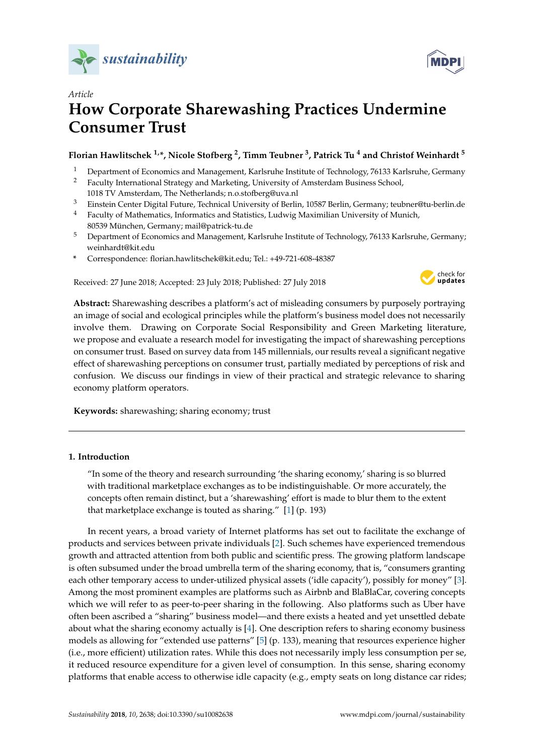*Article*

# How Corporate Sharewashing Practices Undermine Consumer Trust

**Florian Hawlitschek [1,*], Nicole Stofberg [2], Timm Teubner [3], Patrick Tu [4] and Christof Weinhardt [5]**

1. Department of Economics and Management, Karlsruhe Institute of Technology, 76133 Karlsruhe, Germany
2. Faculty International Strategy and Marketing, University of Amsterdam Business School, 1018 TV Amsterdam, The Netherlands; n.o.stofberg@uva.nl
3. Einstein Center Digital Future, Technical University of Berlin, 10587 Berlin, Germany; teubner@tu-berlin.de
4. Faculty of Mathematics, Informatics and Statistics, Ludwig Maximilian University of Munich, 80539 München, Germany; mail@patrick-tu.de
5. Department of Economics and Management, Karlsruhe Institute of Technology, 76133 Karlsruhe, Germany; weinhardt@kit.edu

\* Correspondence: florian.hawlitschek@kit.edu; Tel.: +49-721-608-48387

Received: 27 June 2018; Accepted: 23 July 2018; Published: 27 July 2018

**Abstract:** Sharewashing describes a platform's act of misleading consumers by purposely portraying an image of social and ecological principles while the platform's business model does not necessarily involve them. Drawing on Corporate Social Responsibility and Green Marketing literature, we propose and evaluate a research model for investigating the impact of sharewashing perceptions on consumer trust. Based on survey data from 145 millennials, our results reveal a significant negative effect of sharewashing perceptions on consumer trust, partially mediated by perceptions of risk and confusion. We discuss our findings in view of their practical and strategic relevance to sharing economy platform operators.

**Keywords:** sharewashing; sharing economy; trust

## 1. Introduction

> "In some of the theory and research surrounding 'the sharing economy,' sharing is so blurred with traditional marketplace exchanges as to be indistinguishable. Or more accurately, the concepts often remain distinct, but a 'sharewashing' effort is made to blur them to the extent that marketplace exchange is touted as sharing." [1] (p. 193)

In recent years, a broad variety of Internet platforms has set out to facilitate the exchange of products and services between private individuals [2]. Such schemes have experienced tremendous growth and attracted attention from both public and scientific press. The growing platform landscape is often subsumed under the broad umbrella term of the sharing economy, that is, "consumers granting each other temporary access to under-utilized physical assets ('idle capacity'), possibly for money" [3]. Among the most prominent examples are platforms such as Airbnb and BlaBlaCar, covering concepts which we will refer to as peer-to-peer sharing in the following. Also platforms such as Uber have often been ascribed a "sharing" business model—and there exists a heated and yet unsettled debate about what the sharing economy actually is [4]. One description refers to sharing economy business models as allowing for "extended use patterns" [5] (p. 133), meaning that resources experience higher (i.e., more efficient) utilization rates. While this does not necessarily imply less consumption per se, it reduced resource expenditure for a given level of consumption. In this sense, sharing economy platforms that enable access to otherwise idle capacity (e.g., empty seats on long distance car rides;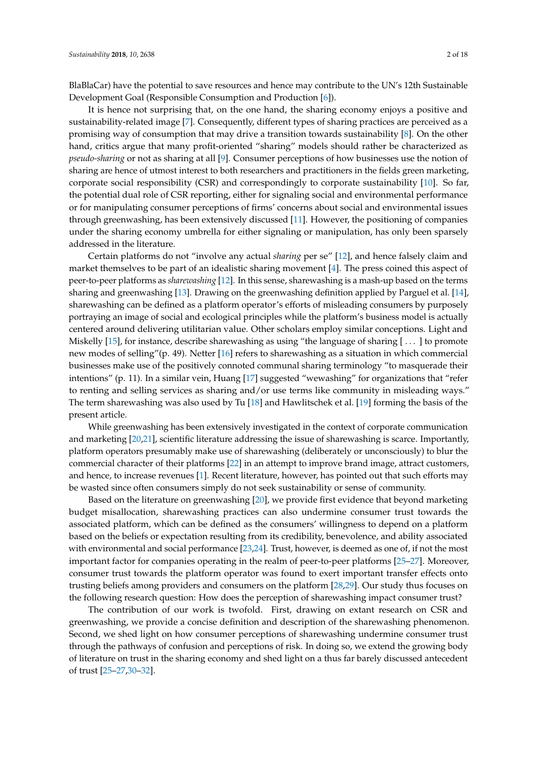BlaBlaCar) have the potential to save resources and hence may contribute to the UN's 12th Sustainable Development Goal (Responsible Consumption and Production [6]).

It is hence not surprising that, on the one hand, the sharing economy enjoys a positive and sustainability-related image [7]. Consequently, different types of sharing practices are perceived as a promising way of consumption that may drive a transition towards sustainability [8]. On the other hand, critics argue that many profit-oriented "sharing" models should rather be characterized as *pseudo-sharing* or not as sharing at all [9]. Consumer perceptions of how businesses use the notion of sharing are hence of utmost interest to both researchers and practitioners in the fields green marketing, corporate social responsibility (CSR) and correspondingly to corporate sustainability [10]. So far, the potential dual role of CSR reporting, either for signaling social and environmental performance or for manipulating consumer perceptions of firms' concerns about social and environmental issues through greenwashing, has been extensively discussed [11]. However, the positioning of companies under the sharing economy umbrella for either signaling or manipulation, has only been sparsely addressed in the literature.

Certain platforms do not "involve any actual *sharing* per se" [12], and hence falsely claim and market themselves to be part of an idealistic sharing movement [4]. The press coined this aspect of peer-to-peer platforms as *sharewashing* [12]. In this sense, sharewashing is a mash-up based on the terms sharing and greenwashing [13]. Drawing on the greenwashing definition applied by Parguel et al. [14], sharewashing can be defined as a platform operator's efforts of misleading consumers by purposely portraying an image of social and ecological principles while the platform's business model is actually centered around delivering utilitarian value. Other scholars employ similar conceptions. Light and Miskelly [15], for instance, describe sharewashing as using "the language of sharing [ . . . ] to promote new modes of selling"(p. 49). Netter [16] refers to sharewashing as a situation in which commercial businesses make use of the positively connoted communal sharing terminology "to masquerade their intentions" (p. 11). In a similar vein, Huang [17] suggested "wewashing" for organizations that "refer to renting and selling services as sharing and/or use terms like community in misleading ways." The term sharewashing was also used by Tu [18] and Hawlitschek et al. [19] forming the basis of the present article.

While greenwashing has been extensively investigated in the context of corporate communication and marketing [20,21], scientific literature addressing the issue of sharewashing is scarce. Importantly, platform operators presumably make use of sharewashing (deliberately or unconsciously) to blur the commercial character of their platforms [22] in an attempt to improve brand image, attract customers, and hence, to increase revenues [1]. Recent literature, however, has pointed out that such efforts may be wasted since often consumers simply do not seek sustainability or sense of community.

Based on the literature on greenwashing [20], we provide first evidence that beyond marketing budget misallocation, sharewashing practices can also undermine consumer trust towards the associated platform, which can be defined as the consumers' willingness to depend on a platform based on the beliefs or expectation resulting from its credibility, benevolence, and ability associated with environmental and social performance [23,24]. Trust, however, is deemed as one of, if not the most important factor for companies operating in the realm of peer-to-peer platforms [25–27]. Moreover, consumer trust towards the platform operator was found to exert important transfer effects onto trusting beliefs among providers and consumers on the platform [28,29]. Our study thus focuses on the following research question: How does the perception of sharewashing impact consumer trust?

The contribution of our work is twofold. First, drawing on extant research on CSR and greenwashing, we provide a concise definition and description of the sharewashing phenomenon. Second, we shed light on how consumer perceptions of sharewashing undermine consumer trust through the pathways of confusion and perceptions of risk. In doing so, we extend the growing body of literature on trust in the sharing economy and shed light on a thus far barely discussed antecedent of trust [25–27,30–32].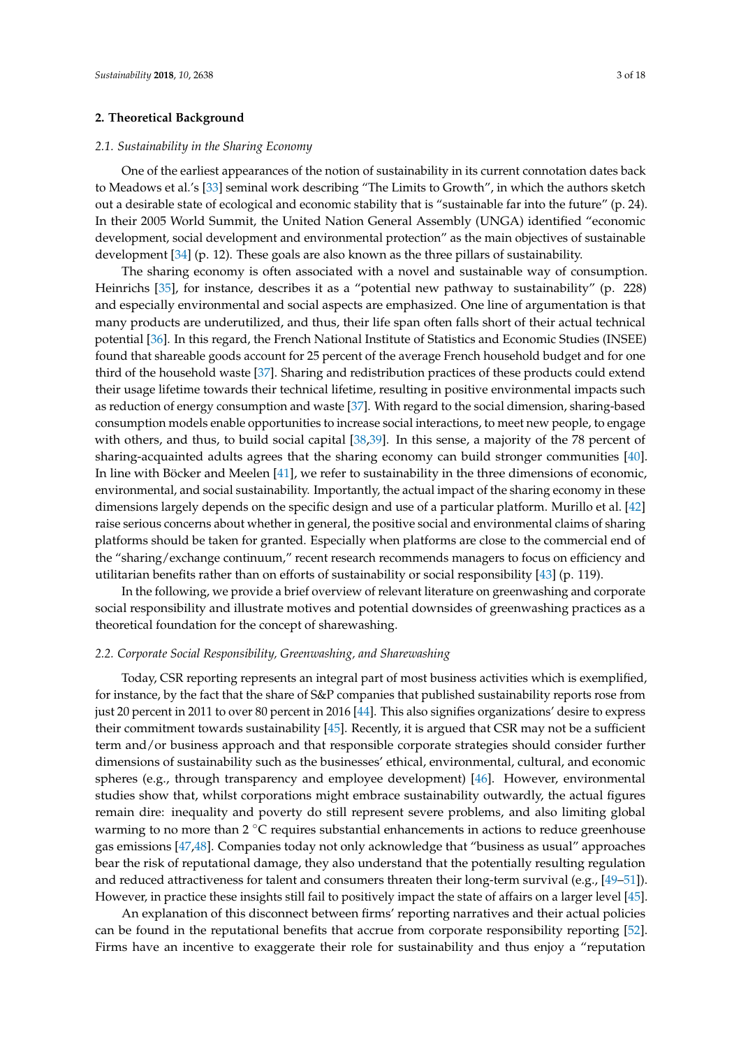## 2. Theoretical Background

### 2.1. Sustainability in the Sharing Economy

One of the earliest appearances of the notion of sustainability in its current connotation dates back to Meadows et al.'s [33] seminal work describing "The Limits to Growth", in which the authors sketch out a desirable state of ecological and economic stability that is "sustainable far into the future" (p. 24). In their 2005 World Summit, the United Nation General Assembly (UNGA) identified "economic development, social development and environmental protection" as the main objectives of sustainable development [34] (p. 12). These goals are also known as the three pillars of sustainability.

The sharing economy is often associated with a novel and sustainable way of consumption. Heinrichs [35], for instance, describes it as a "potential new pathway to sustainability" (p. 228) and especially environmental and social aspects are emphasized. One line of argumentation is that many products are underutilized, and thus, their life span often falls short of their actual technical potential [36]. In this regard, the French National Institute of Statistics and Economic Studies (INSEE) found that shareable goods account for 25 percent of the average French household budget and for one third of the household waste [37]. Sharing and redistribution practices of these products could extend their usage lifetime towards their technical lifetime, resulting in positive environmental impacts such as reduction of energy consumption and waste [37]. With regard to the social dimension, sharing-based consumption models enable opportunities to increase social interactions, to meet new people, to engage with others, and thus, to build social capital [38,39]. In this sense, a majority of the 78 percent of sharing-acquainted adults agrees that the sharing economy can build stronger communities [40]. In line with Böcker and Meelen [41], we refer to sustainability in the three dimensions of economic, environmental, and social sustainability. Importantly, the actual impact of the sharing economy in these dimensions largely depends on the specific design and use of a particular platform. Murillo et al. [42] raise serious concerns about whether in general, the positive social and environmental claims of sharing platforms should be taken for granted. Especially when platforms are close to the commercial end of the "sharing/exchange continuum," recent research recommends managers to focus on efficiency and utilitarian benefits rather than on efforts of sustainability or social responsibility [43] (p. 119).

In the following, we provide a brief overview of relevant literature on greenwashing and corporate social responsibility and illustrate motives and potential downsides of greenwashing practices as a theoretical foundation for the concept of sharewashing.

### 2.2. Corporate Social Responsibility, Greenwashing, and Sharewashing

Today, CSR reporting represents an integral part of most business activities which is exemplified, for instance, by the fact that the share of S&P companies that published sustainability reports rose from just 20 percent in 2011 to over 80 percent in 2016 [44]. This also signifies organizations' desire to express their commitment towards sustainability [45]. Recently, it is argued that CSR may not be a sufficient term and/or business approach and that responsible corporate strategies should consider further dimensions of sustainability such as the businesses' ethical, environmental, cultural, and economic spheres (e.g., through transparency and employee development) [46]. However, environmental studies show that, whilst corporations might embrace sustainability outwardly, the actual figures remain dire: inequality and poverty do still represent severe problems, and also limiting global warming to no more than 2 °C requires substantial enhancements in actions to reduce greenhouse gas emissions [47,48]. Companies today not only acknowledge that "business as usual" approaches bear the risk of reputational damage, they also understand that the potentially resulting regulation and reduced attractiveness for talent and consumers threaten their long-term survival (e.g., [49–51]). However, in practice these insights still fail to positively impact the state of affairs on a larger level [45].

An explanation of this disconnect between firms' reporting narratives and their actual policies can be found in the reputational benefits that accrue from corporate responsibility reporting [52]. Firms have an incentive to exaggerate their role for sustainability and thus enjoy a "reputation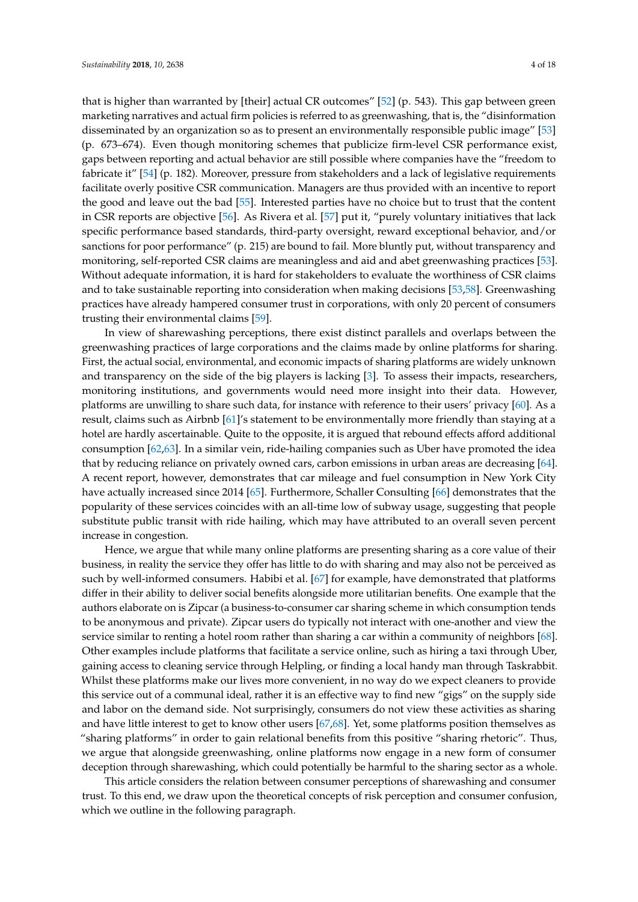that is higher than warranted by [their] actual CR outcomes" [52] (p. 543). This gap between green marketing narratives and actual firm policies is referred to as greenwashing, that is, the "disinformation disseminated by an organization so as to present an environmentally responsible public image" [53] (p. 673–674). Even though monitoring schemes that publicize firm-level CSR performance exist, gaps between reporting and actual behavior are still possible where companies have the "freedom to fabricate it" [54] (p. 182). Moreover, pressure from stakeholders and a lack of legislative requirements facilitate overly positive CSR communication. Managers are thus provided with an incentive to report the good and leave out the bad [55]. Interested parties have no choice but to trust that the content in CSR reports are objective [56]. As Rivera et al. [57] put it, "purely voluntary initiatives that lack specific performance based standards, third-party oversight, reward exceptional behavior, and/or sanctions for poor performance" (p. 215) are bound to fail. More bluntly put, without transparency and monitoring, self-reported CSR claims are meaningless and aid and abet greenwashing practices [53]. Without adequate information, it is hard for stakeholders to evaluate the worthiness of CSR claims and to take sustainable reporting into consideration when making decisions [53,58]. Greenwashing practices have already hampered consumer trust in corporations, with only 20 percent of consumers trusting their environmental claims [59].

In view of sharewashing perceptions, there exist distinct parallels and overlaps between the greenwashing practices of large corporations and the claims made by online platforms for sharing. First, the actual social, environmental, and economic impacts of sharing platforms are widely unknown and transparency on the side of the big players is lacking [3]. To assess their impacts, researchers, monitoring institutions, and governments would need more insight into their data. However, platforms are unwilling to share such data, for instance with reference to their users' privacy [60]. As a result, claims such as Airbnb [61]'s statement to be environmentally more friendly than staying at a hotel are hardly ascertainable. Quite to the opposite, it is argued that rebound effects afford additional consumption [62,63]. In a similar vein, ride-hailing companies such as Uber have promoted the idea that by reducing reliance on privately owned cars, carbon emissions in urban areas are decreasing [64]. A recent report, however, demonstrates that car mileage and fuel consumption in New York City have actually increased since 2014 [65]. Furthermore, Schaller Consulting [66] demonstrates that the popularity of these services coincides with an all-time low of subway usage, suggesting that people substitute public transit with ride hailing, which may have attributed to an overall seven percent increase in congestion.

Hence, we argue that while many online platforms are presenting sharing as a core value of their business, in reality the service they offer has little to do with sharing and may also not be perceived as such by well-informed consumers. Habibi et al. [67] for example, have demonstrated that platforms differ in their ability to deliver social benefits alongside more utilitarian benefits. One example that the authors elaborate on is Zipcar (a business-to-consumer car sharing scheme in which consumption tends to be anonymous and private). Zipcar users do typically not interact with one-another and view the service similar to renting a hotel room rather than sharing a car within a community of neighbors [68]. Other examples include platforms that facilitate a service online, such as hiring a taxi through Uber, gaining access to cleaning service through Helpling, or finding a local handy man through Taskrabbit. Whilst these platforms make our lives more convenient, in no way do we expect cleaners to provide this service out of a communal ideal, rather it is an effective way to find new "gigs" on the supply side and labor on the demand side. Not surprisingly, consumers do not view these activities as sharing and have little interest to get to know other users [67,68]. Yet, some platforms position themselves as "sharing platforms" in order to gain relational benefits from this positive "sharing rhetoric". Thus, we argue that alongside greenwashing, online platforms now engage in a new form of consumer deception through sharewashing, which could potentially be harmful to the sharing sector as a whole.

This article considers the relation between consumer perceptions of sharewashing and consumer trust. To this end, we draw upon the theoretical concepts of risk perception and consumer confusion, which we outline in the following paragraph.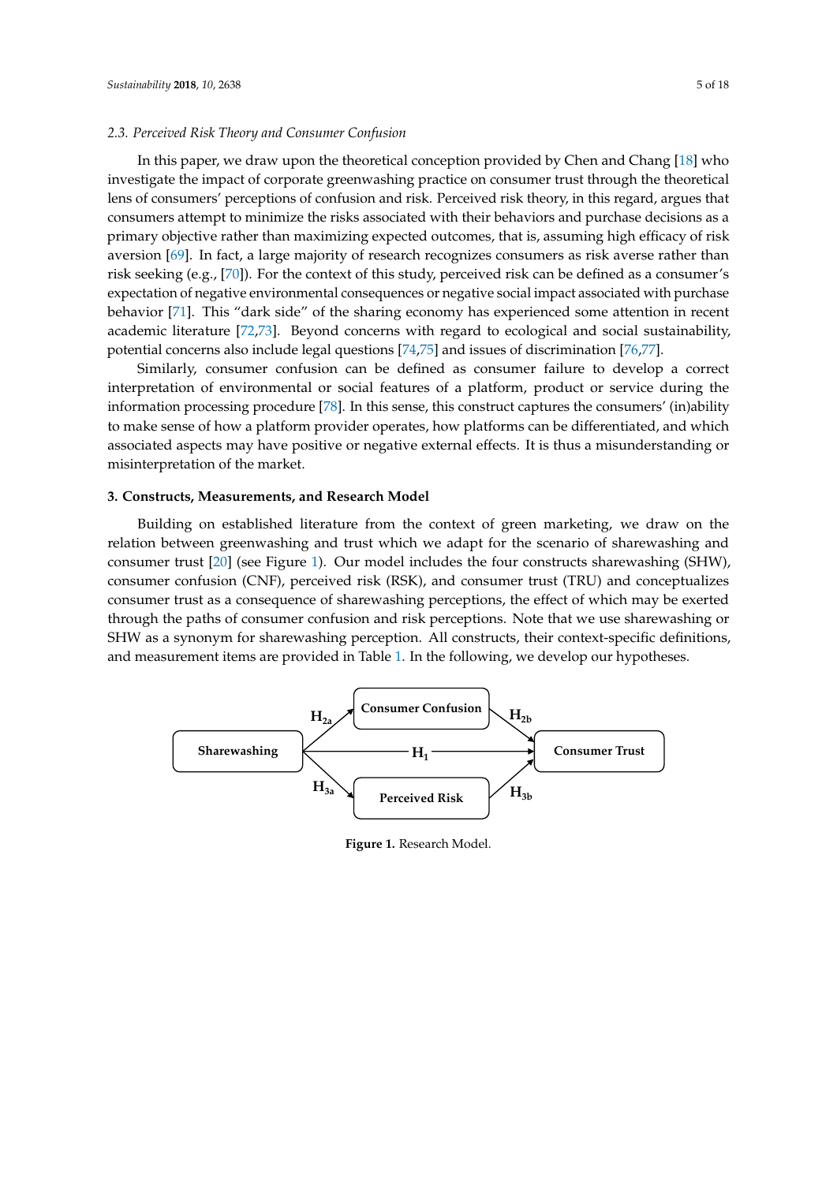### 2.3. Perceived Risk Theory and Consumer Confusion

In this paper, we draw upon the theoretical conception provided by Chen and Chang [18] who investigate the impact of corporate greenwashing practice on consumer trust through the theoretical lens of consumers' perceptions of confusion and risk. Perceived risk theory, in this regard, argues that consumers attempt to minimize the risks associated with their behaviors and purchase decisions as a primary objective rather than maximizing expected outcomes, that is, assuming high efficacy of risk aversion [69]. In fact, a large majority of research recognizes consumers as risk averse rather than risk seeking (e.g., [70]). For the context of this study, perceived risk can be defined as a consumer's expectation of negative environmental consequences or negative social impact associated with purchase behavior [71]. This "dark side" of the sharing economy has experienced some attention in recent academic literature [72,73]. Beyond concerns with regard to ecological and social sustainability, potential concerns also include legal questions [74,75] and issues of discrimination [76,77].

Similarly, consumer confusion can be defined as consumer failure to develop a correct interpretation of environmental or social features of a platform, product or service during the information processing procedure [78]. In this sense, this construct captures the consumers' (in)ability to make sense of how a platform provider operates, how platforms can be differentiated, and which associated aspects may have positive or negative external effects. It is thus a misunderstanding or misinterpretation of the market.

## 3. Constructs, Measurements, and Research Model

Building on established literature from the context of green marketing, we draw on the relation between greenwashing and trust which we adapt for the scenario of sharewashing and consumer trust [20] (see Figure 1). Our model includes the four constructs sharewashing (SHW), consumer confusion (CNF), perceived risk (RSK), and consumer trust (TRU) and conceptualizes consumer trust as a consequence of sharewashing perceptions, the effect of which may be exerted through the paths of consumer confusion and risk perceptions. Note that we use sharewashing or SHW as a synonym for sharewashing perception. All constructs, their context-specific definitions, and measurement items are provided in Table 1. In the following, we develop our hypotheses.

Sharewashing → ($H_{2a}$) → Consumer Confusion → ($H_{2b}$) → Consumer Trust
Sharewashing → ($H_1$) → Consumer Trust
Sharewashing → ($H_{3a}$) → Perceived Risk → ($H_{3b}$) → Consumer Trust

**Figure 1.** Research Model.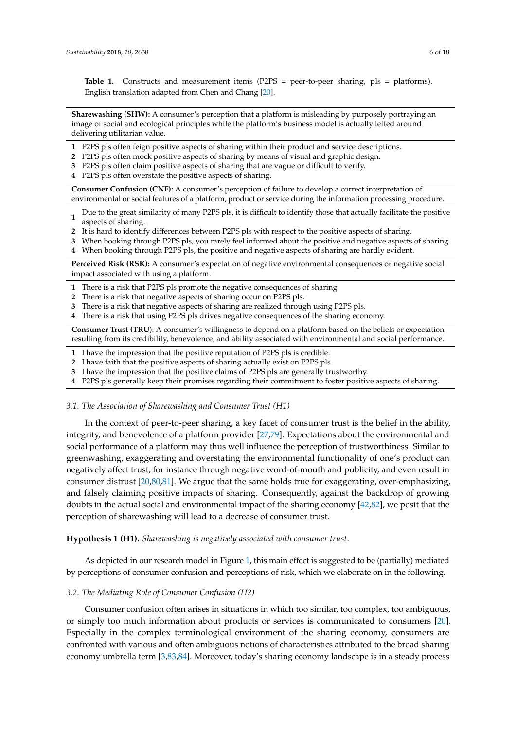**Table 1.** Constructs and measurement items (P2PS = peer-to-peer sharing, pls = platforms). English translation adapted from Chen and Chang [20].

| | |
|---|---|
| **Sharewashing (SHW):** A consumer's perception that a platform is misleading by purposely portraying an image of social and ecological principles while the platform's business model is actually lefted around delivering utilitarian value. | |
| **1** | P2PS pls often feign positive aspects of sharing within their product and service descriptions. |
| **2** | P2PS pls often mock positive aspects of sharing by means of visual and graphic design. |
| **3** | P2PS pls often claim positive aspects of sharing that are vague or difficult to verify. |
| **4** | P2PS pls often overstate the positive aspects of sharing. |
| **Consumer Confusion (CNF):** A consumer's perception of failure to develop a correct interpretation of environmental or social features of a platform, product or service during the information processing procedure. | |
| **1** | Due to the great similarity of many P2PS pls, it is difficult to identify those that actually facilitate the positive aspects of sharing. |
| **2** | It is hard to identify differences between P2PS pls with respect to the positive aspects of sharing. |
| **3** | When booking through P2PS pls, you rarely feel informed about the positive and negative aspects of sharing. |
| **4** | When booking through P2PS pls, the positive and negative aspects of sharing are hardly evident. |
| **Perceived Risk (RSK):** A consumer's expectation of negative environmental consequences or negative social impact associated with using a platform. | |
| **1** | There is a risk that P2PS pls promote the negative consequences of sharing. |
| **2** | There is a risk that negative aspects of sharing occur on P2PS pls. |
| **3** | There is a risk that negative aspects of sharing are realized through using P2PS pls. |
| **4** | There is a risk that using P2PS pls drives negative consequences of the sharing economy. |
| **Consumer Trust (TRU):** A consumer's willingness to depend on a platform based on the beliefs or expectation resulting from its credibility, benevolence, and ability associated with environmental and social performance. | |
| **1** | I have the impression that the positive reputation of P2PS pls is credible. |
| **2** | I have faith that the positive aspects of sharing actually exist on P2PS pls. |
| **3** | I have the impression that the positive claims of P2PS pls are generally trustworthy. |
| **4** | P2PS pls generally keep their promises regarding their commitment to foster positive aspects of sharing. |

### *3.1. The Association of Sharewashing and Consumer Trust (H1)*

In the context of peer-to-peer sharing, a key facet of consumer trust is the belief in the ability, integrity, and benevolence of a platform provider [27,79]. Expectations about the environmental and social performance of a platform may thus well influence the perception of trustworthiness. Similar to greenwashing, exaggerating and overstating the environmental functionality of one's product can negatively affect trust, for instance through negative word-of-mouth and publicity, and even result in consumer distrust [20,80,81]. We argue that the same holds true for exaggerating, over-emphasizing, and falsely claiming positive impacts of sharing. Consequently, against the backdrop of growing doubts in the actual social and environmental impact of the sharing economy [42,82], we posit that the perception of sharewashing will lead to a decrease of consumer trust.

**Hypothesis 1 (H1).** *Sharewashing is negatively associated with consumer trust.*

As depicted in our research model in Figure 1, this main effect is suggested to be (partially) mediated by perceptions of consumer confusion and perceptions of risk, which we elaborate on in the following.

### *3.2. The Mediating Role of Consumer Confusion (H2)*

Consumer confusion often arises in situations in which too similar, too complex, too ambiguous, or simply too much information about products or services is communicated to consumers [20]. Especially in the complex terminological environment of the sharing economy, consumers are confronted with various and often ambiguous notions of characteristics attributed to the broad sharing economy umbrella term [3,83,84]. Moreover, today's sharing economy landscape is in a steady process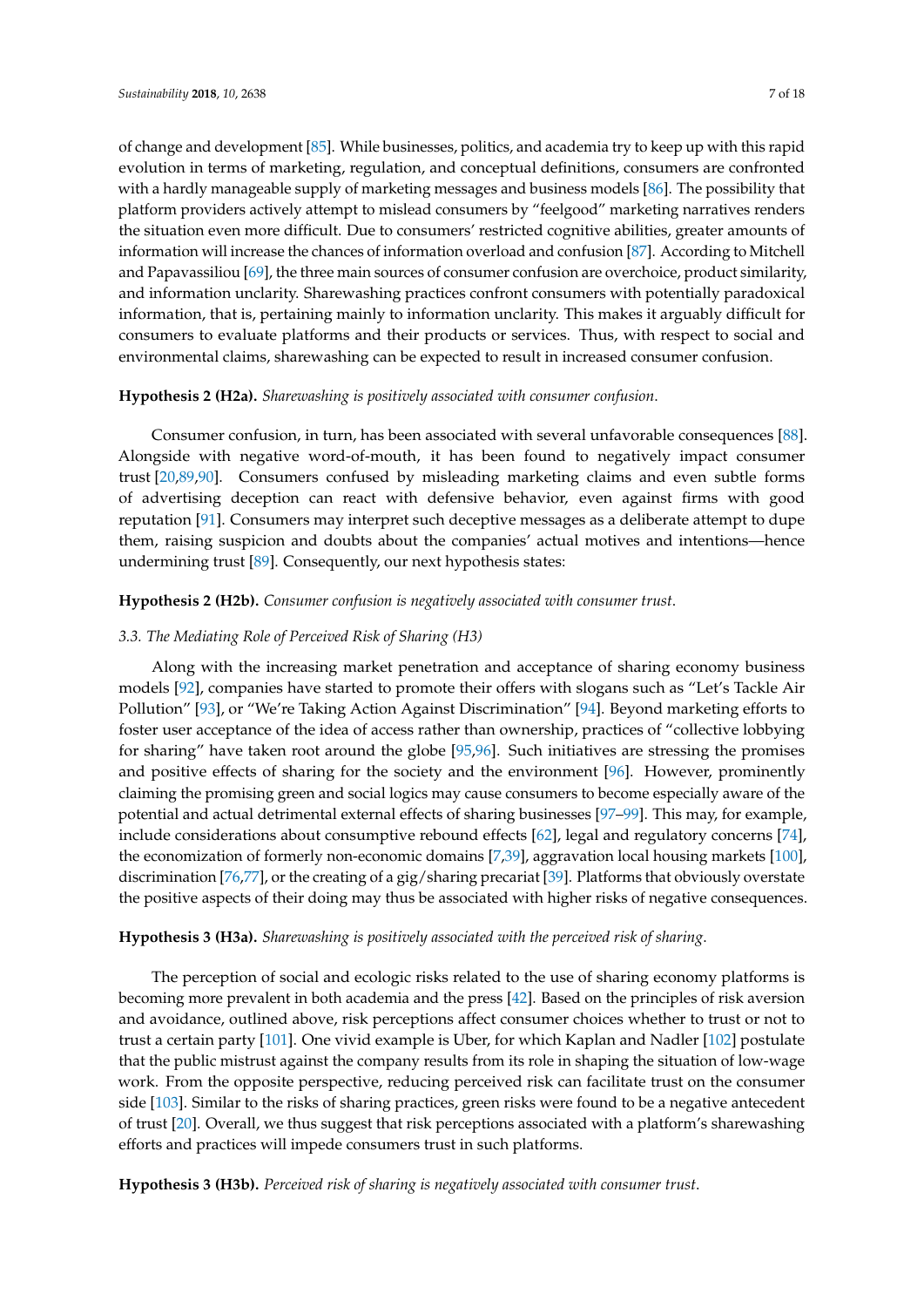of change and development [85]. While businesses, politics, and academia try to keep up with this rapid evolution in terms of marketing, regulation, and conceptual definitions, consumers are confronted with a hardly manageable supply of marketing messages and business models [86]. The possibility that platform providers actively attempt to mislead consumers by "feelgood" marketing narratives renders the situation even more difficult. Due to consumers' restricted cognitive abilities, greater amounts of information will increase the chances of information overload and confusion [87]. According to Mitchell and Papavassiliou [69], the three main sources of consumer confusion are overchoice, product similarity, and information unclarity. Sharewashing practices confront consumers with potentially paradoxical information, that is, pertaining mainly to information unclarity. This makes it arguably difficult for consumers to evaluate platforms and their products or services. Thus, with respect to social and environmental claims, sharewashing can be expected to result in increased consumer confusion.

**Hypothesis 2 (H2a).** *Sharewashing is positively associated with consumer confusion.*

Consumer confusion, in turn, has been associated with several unfavorable consequences [88]. Alongside with negative word-of-mouth, it has been found to negatively impact consumer trust [20,89,90]. Consumers confused by misleading marketing claims and even subtle forms of advertising deception can react with defensive behavior, even against firms with good reputation [91]. Consumers may interpret such deceptive messages as a deliberate attempt to dupe them, raising suspicion and doubts about the companies' actual motives and intentions—hence undermining trust [89]. Consequently, our next hypothesis states:

**Hypothesis 2 (H2b).** *Consumer confusion is negatively associated with consumer trust.*

### *3.3. The Mediating Role of Perceived Risk of Sharing (H3)*

Along with the increasing market penetration and acceptance of sharing economy business models [92], companies have started to promote their offers with slogans such as "Let's Tackle Air Pollution" [93], or "We're Taking Action Against Discrimination" [94]. Beyond marketing efforts to foster user acceptance of the idea of access rather than ownership, practices of "collective lobbying for sharing" have taken root around the globe [95,96]. Such initiatives are stressing the promises and positive effects of sharing for the society and the environment [96]. However, prominently claiming the promising green and social logics may cause consumers to become especially aware of the potential and actual detrimental external effects of sharing businesses [97–99]. This may, for example, include considerations about consumptive rebound effects [62], legal and regulatory concerns [74], the economization of formerly non-economic domains [7,39], aggravation local housing markets [100], discrimination [76,77], or the creating of a gig/sharing precariat [39]. Platforms that obviously overstate the positive aspects of their doing may thus be associated with higher risks of negative consequences.

**Hypothesis 3 (H3a).** *Sharewashing is positively associated with the perceived risk of sharing.*

The perception of social and ecologic risks related to the use of sharing economy platforms is becoming more prevalent in both academia and the press [42]. Based on the principles of risk aversion and avoidance, outlined above, risk perceptions affect consumer choices whether to trust or not to trust a certain party [101]. One vivid example is Uber, for which Kaplan and Nadler [102] postulate that the public mistrust against the company results from its role in shaping the situation of low-wage work. From the opposite perspective, reducing perceived risk can facilitate trust on the consumer side [103]. Similar to the risks of sharing practices, green risks were found to be a negative antecedent of trust [20]. Overall, we thus suggest that risk perceptions associated with a platform's sharewashing efforts and practices will impede consumers trust in such platforms.

**Hypothesis 3 (H3b).** *Perceived risk of sharing is negatively associated with consumer trust.*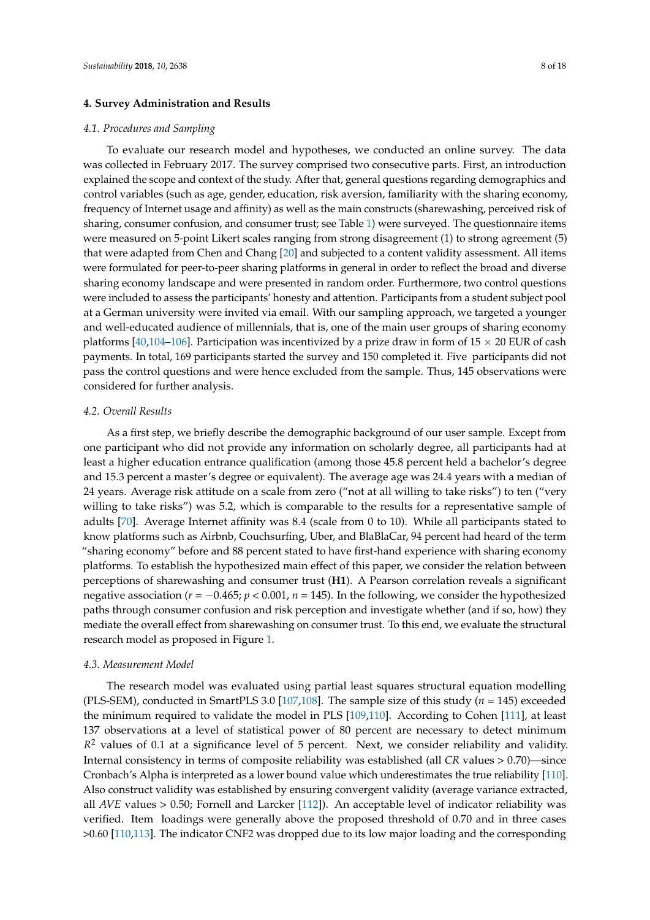## 4. Survey Administration and Results

### 4.1. Procedures and Sampling

To evaluate our research model and hypotheses, we conducted an online survey. The data was collected in February 2017. The survey comprised two consecutive parts. First, an introduction explained the scope and context of the study. After that, general questions regarding demographics and control variables (such as age, gender, education, risk aversion, familiarity with the sharing economy, frequency of Internet usage and affinity) as well as the main constructs (sharewashing, perceived risk of sharing, consumer confusion, and consumer trust; see Table 1) were surveyed. The questionnaire items were measured on 5-point Likert scales ranging from strong disagreement (1) to strong agreement (5) that were adapted from Chen and Chang [20] and subjected to a content validity assessment. All items were formulated for peer-to-peer sharing platforms in general in order to reflect the broad and diverse sharing economy landscape and were presented in random order. Furthermore, two control questions were included to assess the participants' honesty and attention. Participants from a student subject pool at a German university were invited via email. With our sampling approach, we targeted a younger and well-educated audience of millennials, that is, one of the main user groups of sharing economy platforms [40,104–106]. Participation was incentivized by a prize draw in form of $15 \times 20$ EUR of cash payments. In total, 169 participants started the survey and 150 completed it. Five participants did not pass the control questions and were hence excluded from the sample. Thus, 145 observations were considered for further analysis.

### 4.2. Overall Results

As a first step, we briefly describe the demographic background of our user sample. Except from one participant who did not provide any information on scholarly degree, all participants had at least a higher education entrance qualification (among those 45.8 percent held a bachelor's degree and 15.3 percent a master's degree or equivalent). The average age was 24.4 years with a median of 24 years. Average risk attitude on a scale from zero ("not at all willing to take risks") to ten ("very willing to take risks") was 5.2, which is comparable to the results for a representative sample of adults [70]. Average Internet affinity was 8.4 (scale from 0 to 10). While all participants stated to know platforms such as Airbnb, Couchsurfing, Uber, and BlaBlaCar, 94 percent had heard of the term "sharing economy" before and 88 percent stated to have first-hand experience with sharing economy platforms. To establish the hypothesized main effect of this paper, we consider the relation between perceptions of sharewashing and consumer trust (**H1**). A Pearson correlation reveals a significant negative association ($r = -0.465$; $p < 0.001$, $n = 145$). In the following, we consider the hypothesized paths through consumer confusion and risk perception and investigate whether (and if so, how) they mediate the overall effect from sharewashing on consumer trust. To this end, we evaluate the structural research model as proposed in Figure 1.

### 4.3. Measurement Model

The research model was evaluated using partial least squares structural equation modelling (PLS-SEM), conducted in SmartPLS 3.0 [107,108]. The sample size of this study ($n = 145$) exceeded the minimum required to validate the model in PLS [109,110]. According to Cohen [111], at least 137 observations at a level of statistical power of 80 percent are necessary to detect minimum $R^2$ values of 0.1 at a significance level of 5 percent. Next, we consider reliability and validity. Internal consistency in terms of composite reliability was established (all $CR$ values > 0.70)—since Cronbach's Alpha is interpreted as a lower bound value which underestimates the true reliability [110]. Also construct validity was established by ensuring convergent validity (average variance extracted, all $AVE$ values > 0.50; Fornell and Larcker [112]). An acceptable level of indicator reliability was verified. Item loadings were generally above the proposed threshold of 0.70 and in three cases >0.60 [110,113]. The indicator CNF2 was dropped due to its low major loading and the corresponding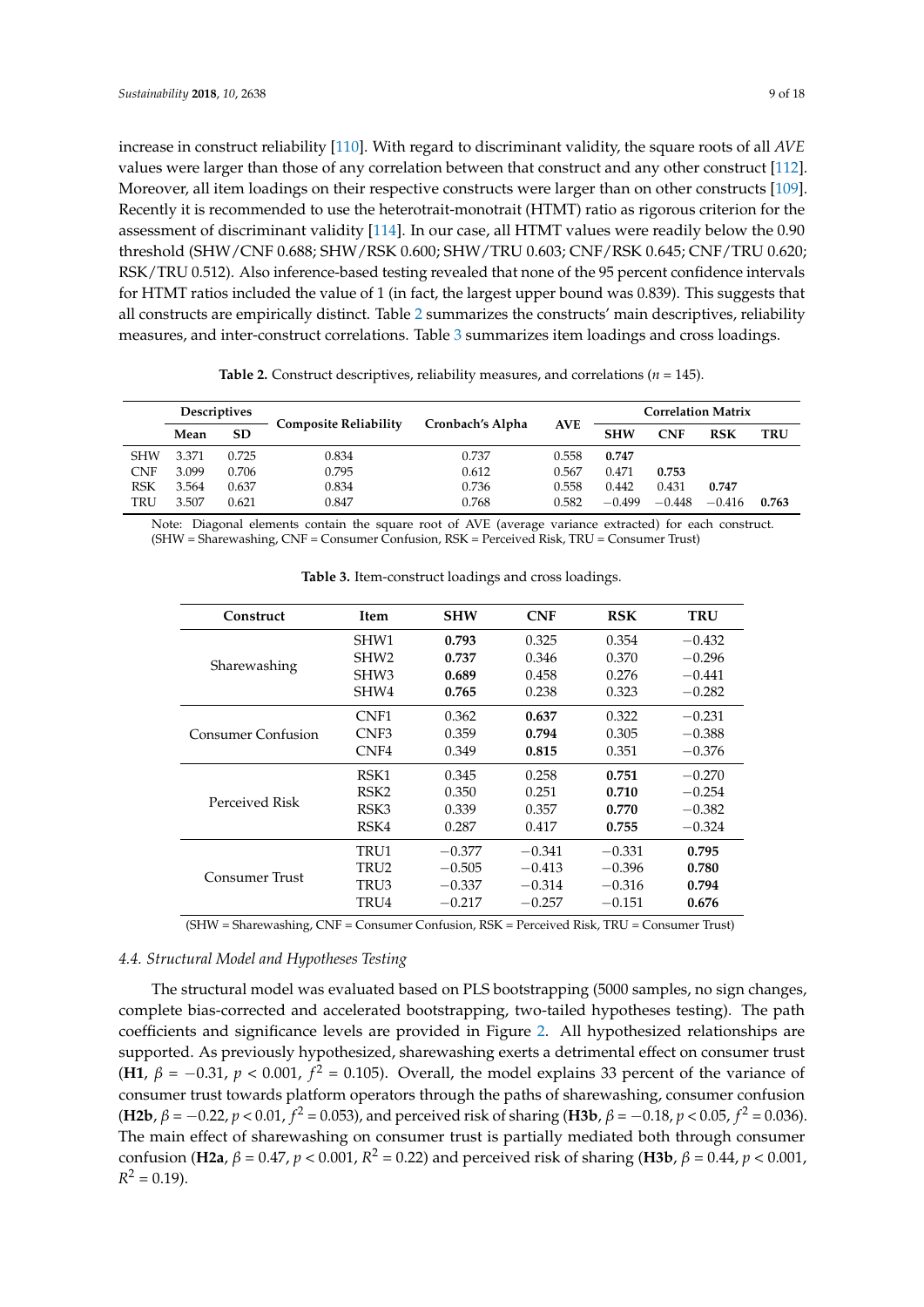increase in construct reliability [110]. With regard to discriminant validity, the square roots of all *AVE* values were larger than those of any correlation between that construct and any other construct [112]. Moreover, all item loadings on their respective constructs were larger than on other constructs [109]. Recently it is recommended to use the heterotrait-monotrait (HTMT) ratio as rigorous criterion for the assessment of discriminant validity [114]. In our case, all HTMT values were readily below the 0.90 threshold (SHW/CNF 0.688; SHW/RSK 0.600; SHW/TRU 0.603; CNF/RSK 0.645; CNF/TRU 0.620; RSK/TRU 0.512). Also inference-based testing revealed that none of the 95 percent confidence intervals for HTMT ratios included the value of 1 (in fact, the largest upper bound was 0.839). This suggests that all constructs are empirically distinct. Table 2 summarizes the constructs' main descriptives, reliability measures, and inter-construct correlations. Table 3 summarizes item loadings and cross loadings.

**Table 2.** Construct descriptives, reliability measures, and correlations ($n$ = 145).

| | Descriptives | | Composite Reliability | Cronbach's Alpha | AVE | Correlation Matrix | | | |
|---|---|---|---|---|---|---|---|---|---|
| | Mean | SD | | | | SHW | CNF | RSK | TRU |
| SHW | 3.371 | 0.725 | 0.834 | 0.737 | 0.558 | **0.747** | | | |
| CNF | 3.099 | 0.706 | 0.795 | 0.612 | 0.567 | 0.471 | **0.753** | | |
| RSK | 3.564 | 0.637 | 0.834 | 0.736 | 0.558 | 0.442 | 0.431 | **0.747** | |
| TRU | 3.507 | 0.621 | 0.847 | 0.768 | 0.582 | −0.499 | −0.448 | −0.416 | **0.763** |

Note: Diagonal elements contain the square root of AVE (average variance extracted) for each construct. (SHW = Sharewashing, CNF = Consumer Confusion, RSK = Perceived Risk, TRU = Consumer Trust)

**Table 3.** Item-construct loadings and cross loadings.

| Construct | Item | SHW | CNF | RSK | TRU |
|---|---|---|---|---|---|
| Sharewashing | SHW1 | **0.793** | 0.325 | 0.354 | −0.432 |
| | SHW2 | **0.737** | 0.346 | 0.370 | −0.296 |
| | SHW3 | **0.689** | 0.458 | 0.276 | −0.441 |
| | SHW4 | **0.765** | 0.238 | 0.323 | −0.282 |
| Consumer Confusion | CNF1 | 0.362 | **0.637** | 0.322 | −0.231 |
| | CNF3 | 0.359 | **0.794** | 0.305 | −0.388 |
| | CNF4 | 0.349 | **0.815** | 0.351 | −0.376 |
| Perceived Risk | RSK1 | 0.345 | 0.258 | **0.751** | −0.270 |
| | RSK2 | 0.350 | 0.251 | **0.710** | −0.254 |
| | RSK3 | 0.339 | 0.357 | **0.770** | −0.382 |
| | RSK4 | 0.287 | 0.417 | **0.755** | −0.324 |
| Consumer Trust | TRU1 | −0.377 | −0.341 | −0.331 | **0.795** |
| | TRU2 | −0.505 | −0.413 | −0.396 | **0.780** |
| | TRU3 | −0.337 | −0.314 | −0.316 | **0.794** |
| | TRU4 | −0.217 | −0.257 | −0.151 | **0.676** |

(SHW = Sharewashing, CNF = Consumer Confusion, RSK = Perceived Risk, TRU = Consumer Trust)

### 4.4. Structural Model and Hypotheses Testing

The structural model was evaluated based on PLS bootstrapping (5000 samples, no sign changes, complete bias-corrected and accelerated bootstrapping, two-tailed hypotheses testing). The path coefficients and significance levels are provided in Figure 2. All hypothesized relationships are supported. As previously hypothesized, sharewashing exerts a detrimental effect on consumer trust (**H1**, $\beta = -0.31$, $p < 0.001$, $f^2 = 0.105$). Overall, the model explains 33 percent of the variance of consumer trust towards platform operators through the paths of sharewashing, consumer confusion (**H2b**, $\beta = -0.22$, $p < 0.01$, $f^2 = 0.053$), and perceived risk of sharing (**H3b**, $\beta = -0.18$, $p < 0.05$, $f^2 = 0.036$). The main effect of sharewashing on consumer trust is partially mediated both through consumer confusion (**H2a**, $\beta = 0.47$, $p < 0.001$, $R^2 = 0.22$) and perceived risk of sharing (**H3b**, $\beta = 0.44$, $p < 0.001$, $R^2 = 0.19$).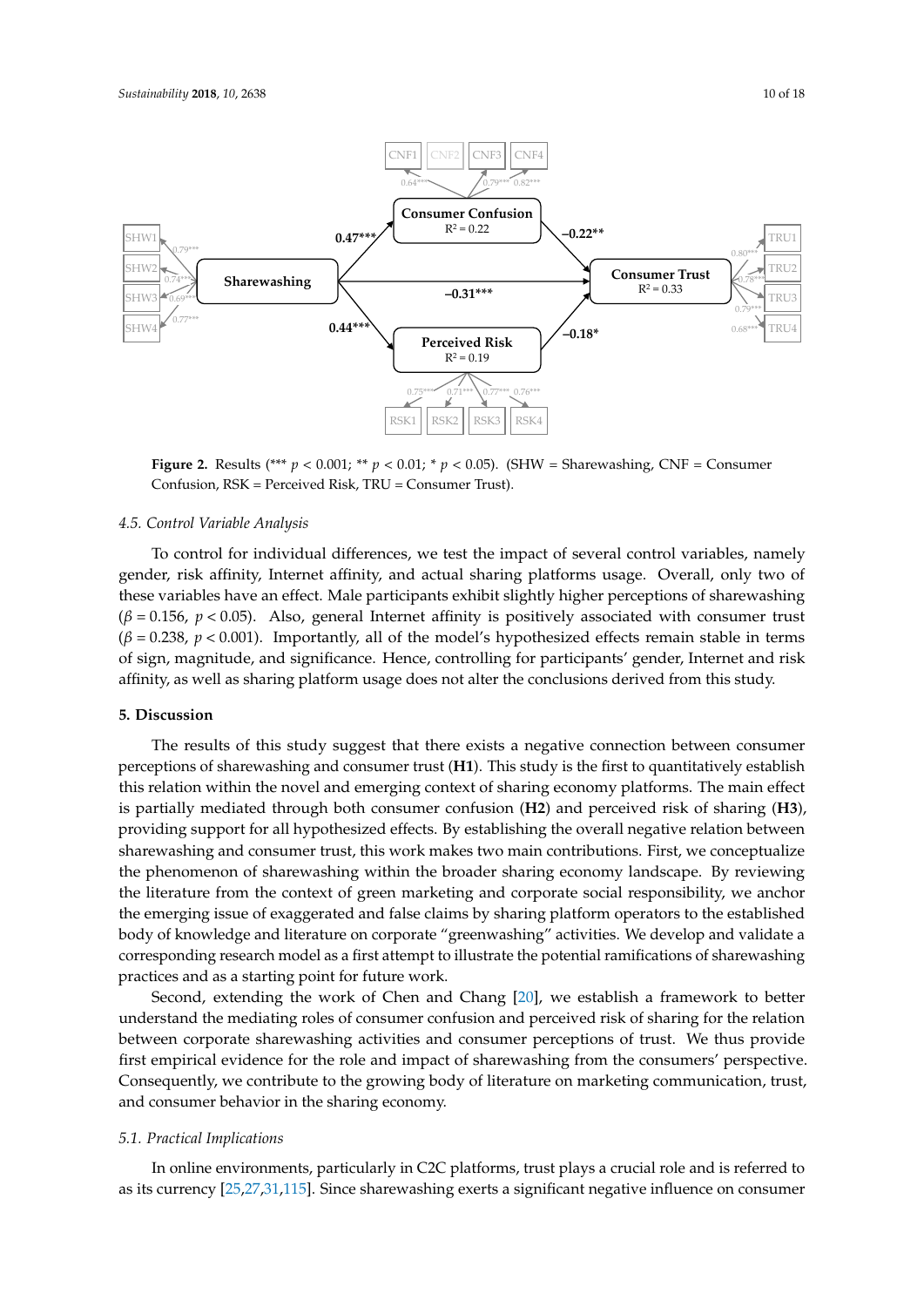**Figure 2.** Results (*** $p < 0.001$; ** $p < 0.01$; * $p < 0.05$). (SHW = Sharewashing, CNF = Consumer Confusion, RSK = Perceived Risk, TRU = Consumer Trust).

### 4.5. Control Variable Analysis

To control for individual differences, we test the impact of several control variables, namely gender, risk affinity, Internet affinity, and actual sharing platforms usage. Overall, only two of these variables have an effect. Male participants exhibit slightly higher perceptions of sharewashing ($\beta = 0.156$, $p < 0.05$). Also, general Internet affinity is positively associated with consumer trust ($\beta = 0.238$, $p < 0.001$). Importantly, all of the model's hypothesized effects remain stable in terms of sign, magnitude, and significance. Hence, controlling for participants' gender, Internet and risk affinity, as well as sharing platform usage does not alter the conclusions derived from this study.

## 5. Discussion

The results of this study suggest that there exists a negative connection between consumer perceptions of sharewashing and consumer trust (**H1**). This study is the first to quantitatively establish this relation within the novel and emerging context of sharing economy platforms. The main effect is partially mediated through both consumer confusion (**H2**) and perceived risk of sharing (**H3**), providing support for all hypothesized effects. By establishing the overall negative relation between sharewashing and consumer trust, this work makes two main contributions. First, we conceptualize the phenomenon of sharewashing within the broader sharing economy landscape. By reviewing the literature from the context of green marketing and corporate social responsibility, we anchor the emerging issue of exaggerated and false claims by sharing platform operators to the established body of knowledge and literature on corporate "greenwashing" activities. We develop and validate a corresponding research model as a first attempt to illustrate the potential ramifications of sharewashing practices and as a starting point for future work.

Second, extending the work of Chen and Chang [20], we establish a framework to better understand the mediating roles of consumer confusion and perceived risk of sharing for the relation between corporate sharewashing activities and consumer perceptions of trust. We thus provide first empirical evidence for the role and impact of sharewashing from the consumers' perspective. Consequently, we contribute to the growing body of literature on marketing communication, trust, and consumer behavior in the sharing economy.

### 5.1. Practical Implications

In online environments, particularly in C2C platforms, trust plays a crucial role and is referred to as its currency [25,27,31,115]. Since sharewashing exerts a significant negative influence on consumer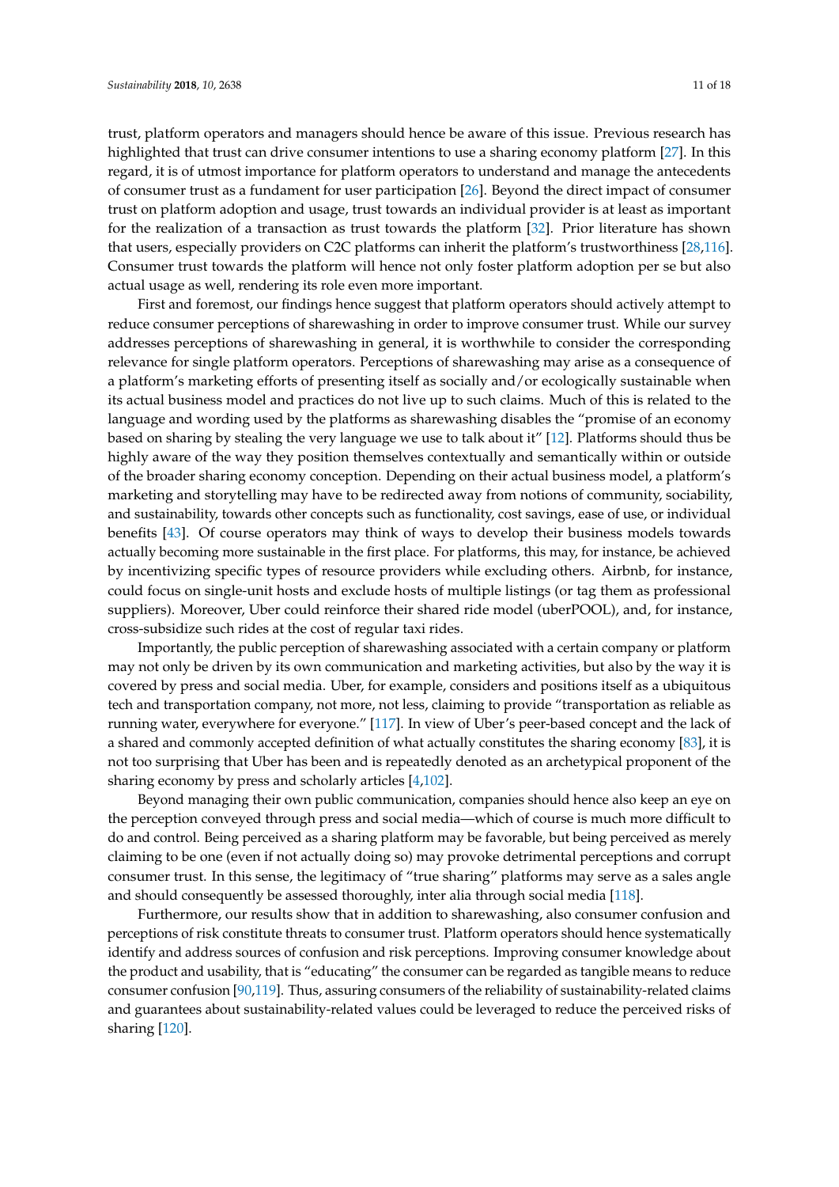trust, platform operators and managers should hence be aware of this issue. Previous research has highlighted that trust can drive consumer intentions to use a sharing economy platform [27]. In this regard, it is of utmost importance for platform operators to understand and manage the antecedents of consumer trust as a fundament for user participation [26]. Beyond the direct impact of consumer trust on platform adoption and usage, trust towards an individual provider is at least as important for the realization of a transaction as trust towards the platform [32]. Prior literature has shown that users, especially providers on C2C platforms can inherit the platform's trustworthiness [28,116]. Consumer trust towards the platform will hence not only foster platform adoption per se but also actual usage as well, rendering its role even more important.

First and foremost, our findings hence suggest that platform operators should actively attempt to reduce consumer perceptions of sharewashing in order to improve consumer trust. While our survey addresses perceptions of sharewashing in general, it is worthwhile to consider the corresponding relevance for single platform operators. Perceptions of sharewashing may arise as a consequence of a platform's marketing efforts of presenting itself as socially and/or ecologically sustainable when its actual business model and practices do not live up to such claims. Much of this is related to the language and wording used by the platforms as sharewashing disables the "promise of an economy based on sharing by stealing the very language we use to talk about it" [12]. Platforms should thus be highly aware of the way they position themselves contextually and semantically within or outside of the broader sharing economy conception. Depending on their actual business model, a platform's marketing and storytelling may have to be redirected away from notions of community, sociability, and sustainability, towards other concepts such as functionality, cost savings, ease of use, or individual benefits [43]. Of course operators may think of ways to develop their business models towards actually becoming more sustainable in the first place. For platforms, this may, for instance, be achieved by incentivizing specific types of resource providers while excluding others. Airbnb, for instance, could focus on single-unit hosts and exclude hosts of multiple listings (or tag them as professional suppliers). Moreover, Uber could reinforce their shared ride model (uberPOOL), and, for instance, cross-subsidize such rides at the cost of regular taxi rides.

Importantly, the public perception of sharewashing associated with a certain company or platform may not only be driven by its own communication and marketing activities, but also by the way it is covered by press and social media. Uber, for example, considers and positions itself as a ubiquitous tech and transportation company, not more, not less, claiming to provide "transportation as reliable as running water, everywhere for everyone." [117]. In view of Uber's peer-based concept and the lack of a shared and commonly accepted definition of what actually constitutes the sharing economy [83], it is not too surprising that Uber has been and is repeatedly denoted as an archetypical proponent of the sharing economy by press and scholarly articles [4,102].

Beyond managing their own public communication, companies should hence also keep an eye on the perception conveyed through press and social media—which of course is much more difficult to do and control. Being perceived as a sharing platform may be favorable, but being perceived as merely claiming to be one (even if not actually doing so) may provoke detrimental perceptions and corrupt consumer trust. In this sense, the legitimacy of "true sharing" platforms may serve as a sales angle and should consequently be assessed thoroughly, inter alia through social media [118].

Furthermore, our results show that in addition to sharewashing, also consumer confusion and perceptions of risk constitute threats to consumer trust. Platform operators should hence systematically identify and address sources of confusion and risk perceptions. Improving consumer knowledge about the product and usability, that is "educating" the consumer can be regarded as tangible means to reduce consumer confusion [90,119]. Thus, assuring consumers of the reliability of sustainability-related claims and guarantees about sustainability-related values could be leveraged to reduce the perceived risks of sharing [120].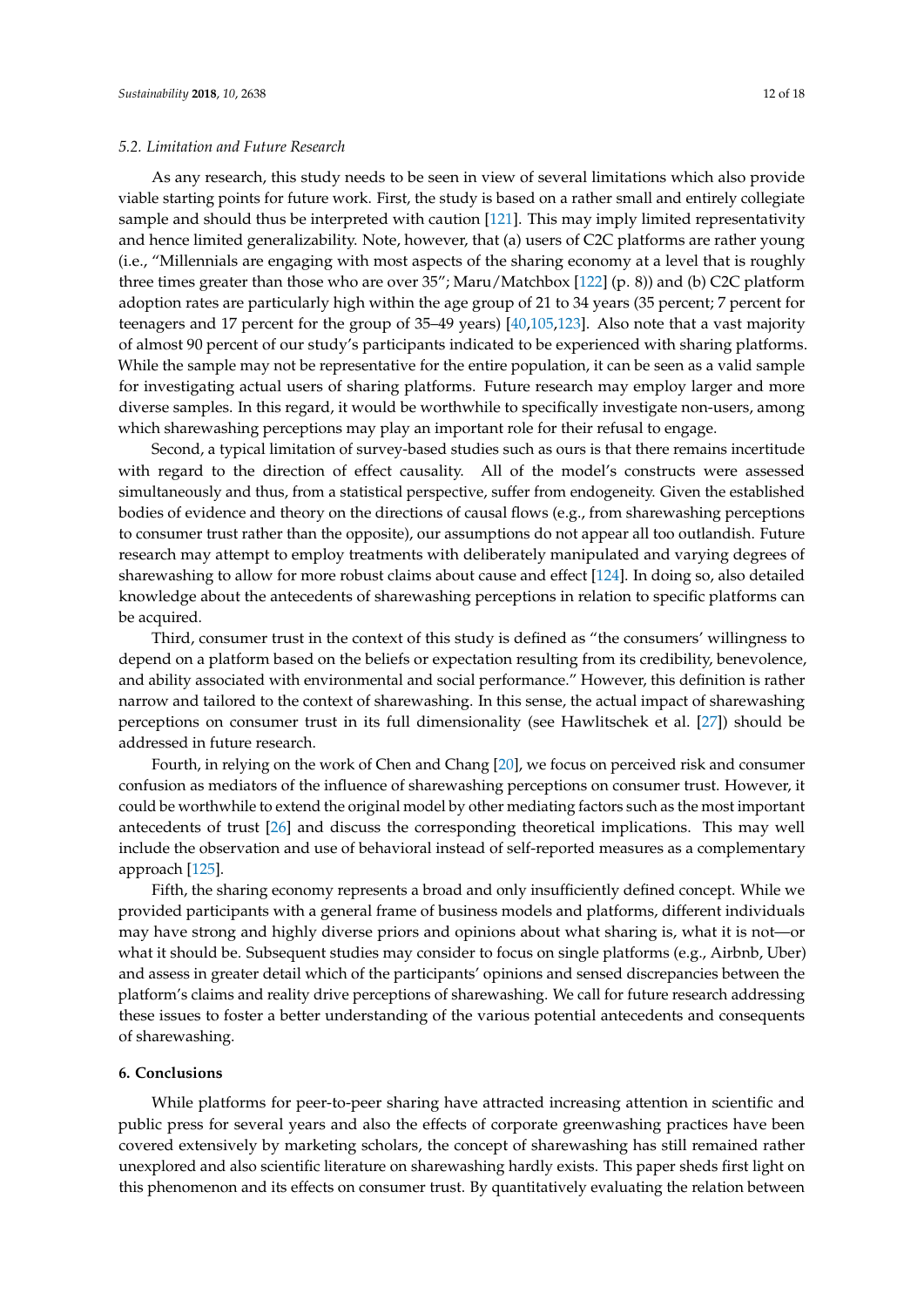### *5.2. Limitation and Future Research*

As any research, this study needs to be seen in view of several limitations which also provide viable starting points for future work. First, the study is based on a rather small and entirely collegiate sample and should thus be interpreted with caution [121]. This may imply limited representativity and hence limited generalizability. Note, however, that (a) users of C2C platforms are rather young (i.e., "Millennials are engaging with most aspects of the sharing economy at a level that is roughly three times greater than those who are over 35"; Maru/Matchbox [122] (p. 8)) and (b) C2C platform adoption rates are particularly high within the age group of 21 to 34 years (35 percent; 7 percent for teenagers and 17 percent for the group of 35–49 years) [40,105,123]. Also note that a vast majority of almost 90 percent of our study's participants indicated to be experienced with sharing platforms. While the sample may not be representative for the entire population, it can be seen as a valid sample for investigating actual users of sharing platforms. Future research may employ larger and more diverse samples. In this regard, it would be worthwhile to specifically investigate non-users, among which sharewashing perceptions may play an important role for their refusal to engage.

Second, a typical limitation of survey-based studies such as ours is that there remains incertitude with regard to the direction of effect causality. All of the model's constructs were assessed simultaneously and thus, from a statistical perspective, suffer from endogeneity. Given the established bodies of evidence and theory on the directions of causal flows (e.g., from sharewashing perceptions to consumer trust rather than the opposite), our assumptions do not appear all too outlandish. Future research may attempt to employ treatments with deliberately manipulated and varying degrees of sharewashing to allow for more robust claims about cause and effect [124]. In doing so, also detailed knowledge about the antecedents of sharewashing perceptions in relation to specific platforms can be acquired.

Third, consumer trust in the context of this study is defined as "the consumers' willingness to depend on a platform based on the beliefs or expectation resulting from its credibility, benevolence, and ability associated with environmental and social performance." However, this definition is rather narrow and tailored to the context of sharewashing. In this sense, the actual impact of sharewashing perceptions on consumer trust in its full dimensionality (see Hawlitschek et al. [27]) should be addressed in future research.

Fourth, in relying on the work of Chen and Chang [20], we focus on perceived risk and consumer confusion as mediators of the influence of sharewashing perceptions on consumer trust. However, it could be worthwhile to extend the original model by other mediating factors such as the most important antecedents of trust [26] and discuss the corresponding theoretical implications. This may well include the observation and use of behavioral instead of self-reported measures as a complementary approach [125].

Fifth, the sharing economy represents a broad and only insufficiently defined concept. While we provided participants with a general frame of business models and platforms, different individuals may have strong and highly diverse priors and opinions about what sharing is, what it is not—or what it should be. Subsequent studies may consider to focus on single platforms (e.g., Airbnb, Uber) and assess in greater detail which of the participants' opinions and sensed discrepancies between the platform's claims and reality drive perceptions of sharewashing. We call for future research addressing these issues to foster a better understanding of the various potential antecedents and consequents of sharewashing.

## 6. Conclusions

While platforms for peer-to-peer sharing have attracted increasing attention in scientific and public press for several years and also the effects of corporate greenwashing practices have been covered extensively by marketing scholars, the concept of sharewashing has still remained rather unexplored and also scientific literature on sharewashing hardly exists. This paper sheds first light on this phenomenon and its effects on consumer trust. By quantitatively evaluating the relation between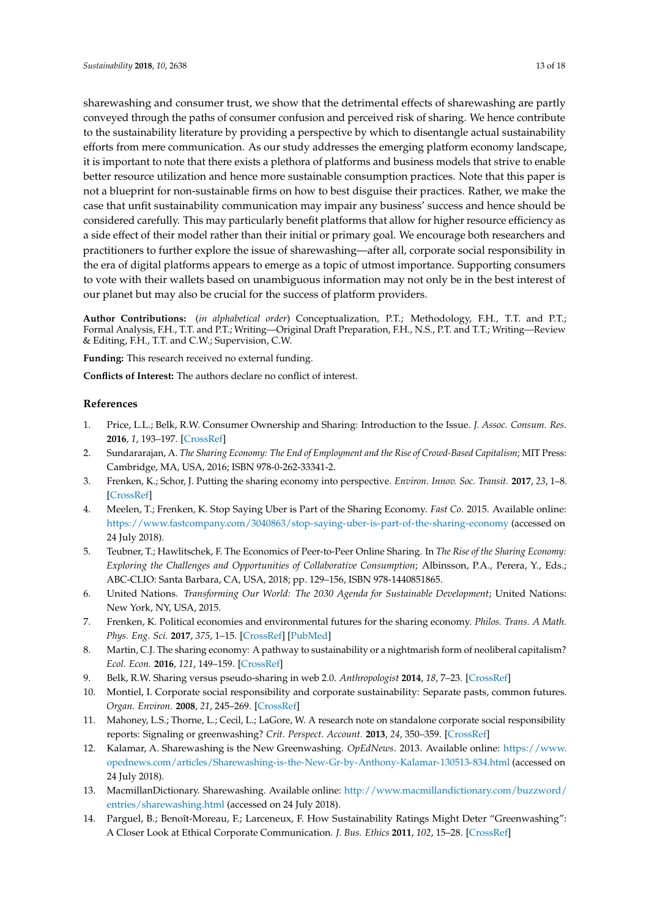sharewashing and consumer trust, we show that the detrimental effects of sharewashing are partly conveyed through the paths of consumer confusion and perceived risk of sharing. We hence contribute to the sustainability literature by providing a perspective by which to disentangle actual sustainability efforts from mere communication. As our study addresses the emerging platform economy landscape, it is important to note that there exists a plethora of platforms and business models that strive to enable better resource utilization and hence more sustainable consumption practices. Note that this paper is not a blueprint for non-sustainable firms on how to best disguise their practices. Rather, we make the case that unfit sustainability communication may impair any business' success and hence should be considered carefully. This may particularly benefit platforms that allow for higher resource efficiency as a side effect of their model rather than their initial or primary goal. We encourage both researchers and practitioners to further explore the issue of sharewashing—after all, corporate social responsibility in the era of digital platforms appears to emerge as a topic of utmost importance. Supporting consumers to vote with their wallets based on unambiguous information may not only be in the best interest of our planet but may also be crucial for the success of platform providers.

**Author Contributions:** (*in alphabetical order*) Conceptualization, P.T.; Methodology, F.H., T.T. and P.T.; Formal Analysis, F.H., T.T. and P.T.; Writing—Original Draft Preparation, F.H., N.S., P.T. and T.T.; Writing—Review & Editing, F.H., T.T. and C.W.; Supervision, C.W.

**Funding:** This research received no external funding.

**Conflicts of Interest:** The authors declare no conflict of interest.

## References

1. Price, L.L.; Belk, R.W. Consumer Ownership and Sharing: Introduction to the Issue. *J. Assoc. Consum. Res.* **2016**, *1*, 193–197. [CrossRef]
2. Sundararajan, A. *The Sharing Economy: The End of Employment and the Rise of Crowd-Based Capitalism*; MIT Press: Cambridge, MA, USA, 2016; ISBN 978-0-262-33341-2.
3. Frenken, K.; Schor, J. Putting the sharing economy into perspective. *Environ. Innov. Soc. Transit.* **2017**, *23*, 1–8. [CrossRef]
4. Meelen, T.; Frenken, K. Stop Saying Uber is Part of the Sharing Economy. *Fast Co*. 2015. Available online: https://www.fastcompany.com/3040863/stop-saying-uber-is-part-of-the-sharing-economy (accessed on 24 July 2018).
5. Teubner, T.; Hawlitschek, F. The Economics of Peer-to-Peer Online Sharing. In *The Rise of the Sharing Economy: Exploring the Challenges and Opportunities of Collaborative Consumption*; Albinsson, P.A., Perera, Y., Eds.; ABC-CLIO: Santa Barbara, CA, USA, 2018; pp. 129–156, ISBN 978-1440851865.
6. United Nations. *Transforming Our World: The 2030 Agenda for Sustainable Development*; United Nations: New York, NY, USA, 2015.
7. Frenken, K. Political economies and environmental futures for the sharing economy. *Philos. Trans. A Math. Phys. Eng. Sci.* **2017**, *375*, 1–15. [CrossRef] [PubMed]
8. Martin, C.J. The sharing economy: A pathway to sustainability or a nightmarish form of neoliberal capitalism? *Ecol. Econ.* **2016**, *121*, 149–159. [CrossRef]
9. Belk, R.W. Sharing versus pseudo-sharing in web 2.0. *Anthropologist* **2014**, *18*, 7–23. [CrossRef]
10. Montiel, I. Corporate social responsibility and corporate sustainability: Separate pasts, common futures. *Organ. Environ.* **2008**, *21*, 245–269. [CrossRef]
11. Mahoney, L.S.; Thorne, L.; Cecil, L.; LaGore, W. A research note on standalone corporate social responsibility reports: Signaling or greenwashing? *Crit. Perspect. Account.* **2013**, *24*, 350–359. [CrossRef]
12. Kalamar, A. Sharewashing is the New Greenwashing. *OpEdNews*. 2013. Available online: https://www.opednews.com/articles/Sharewashing-is-the-New-Gr-by-Anthony-Kalamar-130513-834.html (accessed on 24 July 2018).
13. MacmillanDictionary. Sharewashing. Available online: http://www.macmillandictionary.com/buzzword/entries/sharewashing.html (accessed on 24 July 2018).
14. Parguel, B.; Benoît-Moreau, F.; Larceneux, F. How Sustainability Ratings Might Deter "Greenwashing": A Closer Look at Ethical Corporate Communication. *J. Bus. Ethics* **2011**, *102*, 15–28. [CrossRef]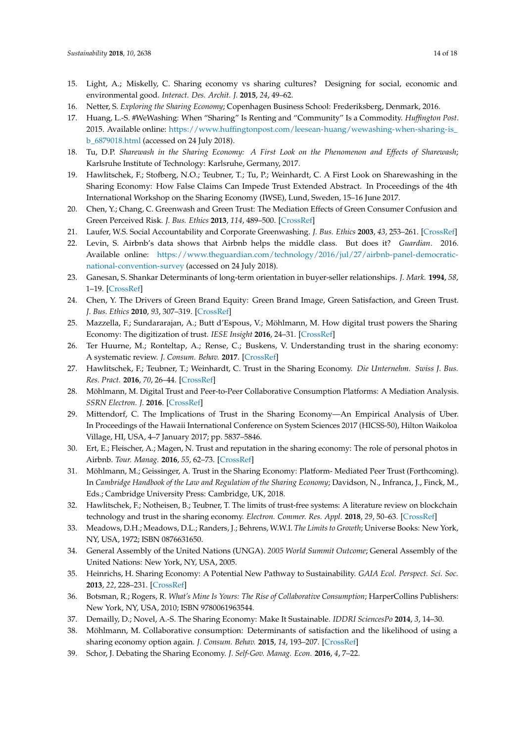15. Light, A.; Miskelly, C. Sharing economy vs sharing cultures? Designing for social, economic and environmental good. *Interact. Des. Archit. J.* **2015**, *24*, 49–62.
16. Netter, S. *Exploring the Sharing Economy*; Copenhagen Business School: Frederiksberg, Denmark, 2016.
17. Huang, L.-S. #WeWashing: When "Sharing" Is Renting and "Community" Is a Commodity. *Huffington Post*. 2015. Available online: https://www.huffingtonpost.com/leesean-huang/wewashing-when-sharing-is_b_6879018.html (accessed on 24 July 2018).
18. Tu, D.P. *Sharewash in the Sharing Economy: A First Look on the Phenomenon and Effects of Sharewash*; Karlsruhe Institute of Technology: Karlsruhe, Germany, 2017.
19. Hawlitschek, F.; Stofberg, N.O.; Teubner, T.; Tu, P.; Weinhardt, C. A First Look on Sharewashing in the Sharing Economy: How False Claims Can Impede Trust Extended Abstract. In Proceedings of the 4th International Workshop on the Sharing Economy (IWSE), Lund, Sweden, 15–16 June 2017.
20. Chen, Y.; Chang, C. Greenwash and Green Trust: The Mediation Effects of Green Consumer Confusion and Green Perceived Risk. *J. Bus. Ethics* **2013**, *114*, 489–500. [CrossRef]
21. Laufer, W.S. Social Accountability and Corporate Greenwashing. *J. Bus. Ethics* **2003**, *43*, 253–261. [CrossRef]
22. Levin, S. Airbnb's data shows that Airbnb helps the middle class. But does it? *Guardian*. 2016. Available online: https://www.theguardian.com/technology/2016/jul/27/airbnb-panel-democratic-national-convention-survey (accessed on 24 July 2018).
23. Ganesan, S. Shankar Determinants of long-term orientation in buyer-seller relationships. *J. Mark.* **1994**, *58*, 1–19. [CrossRef]
24. Chen, Y. The Drivers of Green Brand Equity: Green Brand Image, Green Satisfaction, and Green Trust. *J. Bus. Ethics* **2010**, *93*, 307–319. [CrossRef]
25. Mazzella, F.; Sundararajan, A.; Butt d'Espous, V.; Möhlmann, M. How digital trust powers the Sharing Economy: The digitization of trust. *IESE Insight* **2016**, 24–31. [CrossRef]
26. Ter Huurne, M.; Ronteltap, A.; Rense, C.; Buskens, V. Understanding trust in the sharing economy: A systematic review. *J. Consum. Behav.* **2017**. [CrossRef]
27. Hawlitschek, F.; Teubner, T.; Weinhardt, C. Trust in the Sharing Economy. *Die Unternehm. Swiss J. Bus. Res. Pract.* **2016**, *70*, 26–44. [CrossRef]
28. Möhlmann, M. Digital Trust and Peer-to-Peer Collaborative Consumption Platforms: A Mediation Analysis. *SSRN Electron. J.* **2016**. [CrossRef]
29. Mittendorf, C. The Implications of Trust in the Sharing Economy—An Empirical Analysis of Uber. In Proceedings of the Hawaii International Conference on System Sciences 2017 (HICSS-50), Hilton Waikoloa Village, HI, USA, 4–7 January 2017; pp. 5837–5846.
30. Ert, E.; Fleischer, A.; Magen, N. Trust and reputation in the sharing economy: The role of personal photos in Airbnb. *Tour. Manag.* **2016**, *55*, 62–73. [CrossRef]
31. Möhlmann, M.; Geissinger, A. Trust in the Sharing Economy: Platform- Mediated Peer Trust (Forthcoming). In *Cambridge Handbook of the Law and Regulation of the Sharing Economy*; Davidson, N., Infranca, J., Finck, M., Eds.; Cambridge University Press: Cambridge, UK, 2018.
32. Hawlitschek, F.; Notheisen, B.; Teubner, T. The limits of trust-free systems: A literature review on blockchain technology and trust in the sharing economy. *Electron. Commer. Res. Appl.* **2018**, *29*, 50–63. [CrossRef]
33. Meadows, D.H.; Meadows, D.L.; Randers, J.; Behrens, W.W.I. *The Limits to Growth*; Universe Books: New York, NY, USA, 1972; ISBN 0876631650.
34. General Assembly of the United Nations (UNGA). *2005 World Summit Outcome*; General Assembly of the United Nations: New York, NY, USA, 2005.
35. Heinrichs, H. Sharing Economy: A Potential New Pathway to Sustainability. *GAIA Ecol. Perspect. Sci. Soc.* **2013**, *22*, 228–231. [CrossRef]
36. Botsman, R.; Rogers, R. *What's Mine Is Yours: The Rise of Collaborative Consumption*; HarperCollins Publishers: New York, NY, USA, 2010; ISBN 9780061963544.
37. Demailly, D.; Novel, A.-S. The Sharing Economy: Make It Sustainable. *IDDRI SciencesPo* **2014**, *3*, 14–30.
38. Möhlmann, M. Collaborative consumption: Determinants of satisfaction and the likelihood of using a sharing economy option again. *J. Consum. Behav.* **2015**, *14*, 193–207. [CrossRef]
39. Schor, J. Debating the Sharing Economy. *J. Self-Gov. Manag. Econ.* **2016**, *4*, 7–22.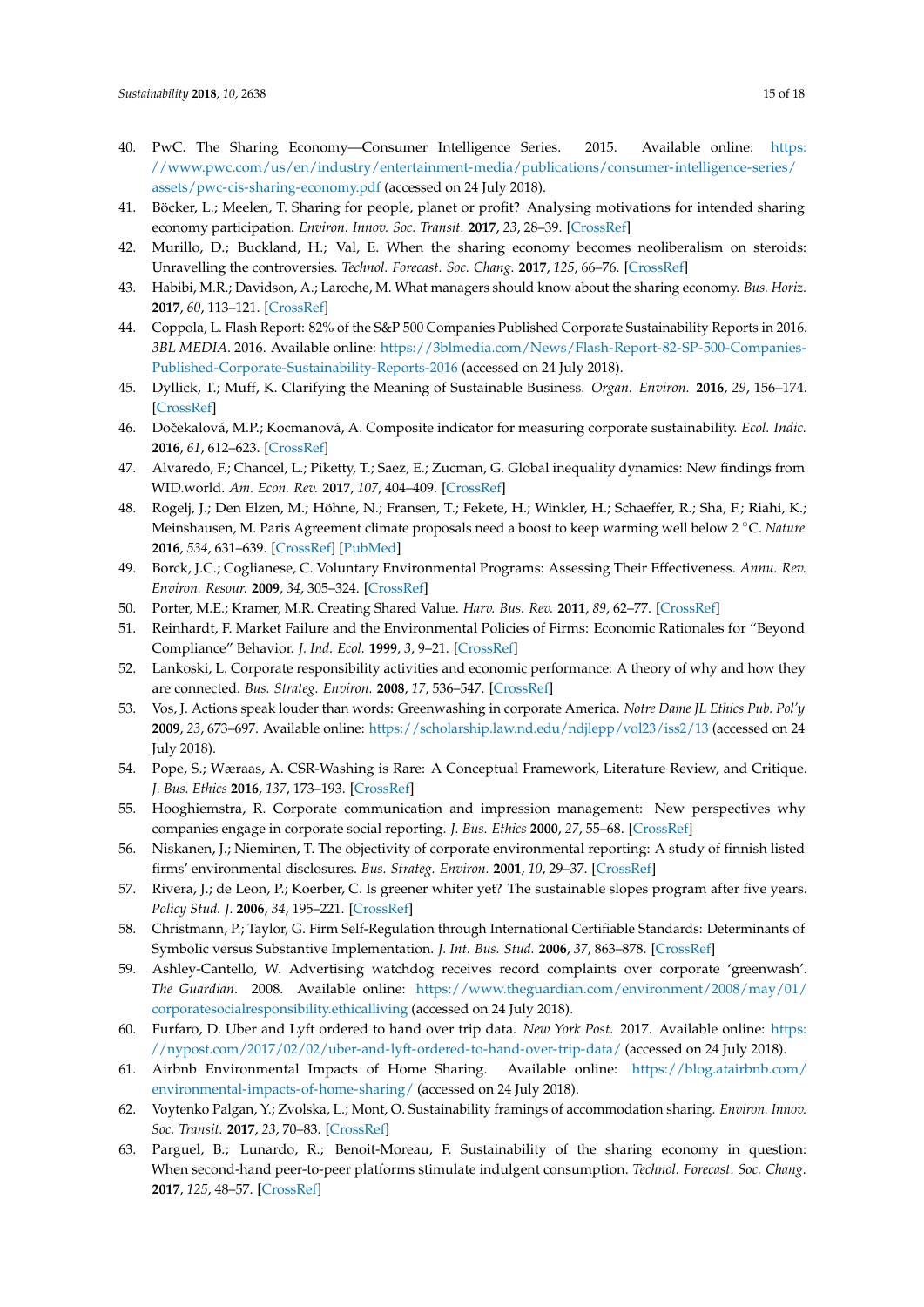40. PwC. The Sharing Economy—Consumer Intelligence Series. 2015. Available online: https://www.pwc.com/us/en/industry/entertainment-media/publications/consumer-intelligence-series/assets/pwc-cis-sharing-economy.pdf (accessed on 24 July 2018).
41. Böcker, L.; Meelen, T. Sharing for people, planet or profit? Analysing motivations for intended sharing economy participation. *Environ. Innov. Soc. Transit.* **2017**, *23*, 28–39. [CrossRef]
42. Murillo, D.; Buckland, H.; Val, E. When the sharing economy becomes neoliberalism on steroids: Unravelling the controversies. *Technol. Forecast. Soc. Chang.* **2017**, *125*, 66–76. [CrossRef]
43. Habibi, M.R.; Davidson, A.; Laroche, M. What managers should know about the sharing economy. *Bus. Horiz.* **2017**, *60*, 113–121. [CrossRef]
44. Coppola, L. Flash Report: 82% of the S&P 500 Companies Published Corporate Sustainability Reports in 2016. *3BL MEDIA*. 2016. Available online: https://3blmedia.com/News/Flash-Report-82-SP-500-Companies-Published-Corporate-Sustainability-Reports-2016 (accessed on 24 July 2018).
45. Dyllick, T.; Muff, K. Clarifying the Meaning of Sustainable Business. *Organ. Environ.* **2016**, *29*, 156–174. [CrossRef]
46. Dočekalová, M.P.; Kocmanová, A. Composite indicator for measuring corporate sustainability. *Ecol. Indic.* **2016**, *61*, 612–623. [CrossRef]
47. Alvaredo, F.; Chancel, L.; Piketty, T.; Saez, E.; Zucman, G. Global inequality dynamics: New findings from WID.world. *Am. Econ. Rev.* **2017**, *107*, 404–409. [CrossRef]
48. Rogelj, J.; Den Elzen, M.; Höhne, N.; Fransen, T.; Fekete, H.; Winkler, H.; Schaeffer, R.; Sha, F.; Riahi, K.; Meinshausen, M. Paris Agreement climate proposals need a boost to keep warming well below 2 °C. *Nature* **2016**, *534*, 631–639. [CrossRef] [PubMed]
49. Borck, J.C.; Coglianese, C. Voluntary Environmental Programs: Assessing Their Effectiveness. *Annu. Rev. Environ. Resour.* **2009**, *34*, 305–324. [CrossRef]
50. Porter, M.E.; Kramer, M.R. Creating Shared Value. *Harv. Bus. Rev.* **2011**, *89*, 62–77. [CrossRef]
51. Reinhardt, F. Market Failure and the Environmental Policies of Firms: Economic Rationales for "Beyond Compliance" Behavior. *J. Ind. Ecol.* **1999**, *3*, 9–21. [CrossRef]
52. Lankoski, L. Corporate responsibility activities and economic performance: A theory of why and how they are connected. *Bus. Strateg. Environ.* **2008**, *17*, 536–547. [CrossRef]
53. Vos, J. Actions speak louder than words: Greenwashing in corporate America. *Notre Dame JL Ethics Pub. Pol'y* **2009**, *23*, 673–697. Available online: https://scholarship.law.nd.edu/ndjlepp/vol23/iss2/13 (accessed on 24 July 2018).
54. Pope, S.; Wæraas, A. CSR-Washing is Rare: A Conceptual Framework, Literature Review, and Critique. *J. Bus. Ethics* **2016**, *137*, 173–193. [CrossRef]
55. Hooghiemstra, R. Corporate communication and impression management: New perspectives why companies engage in corporate social reporting. *J. Bus. Ethics* **2000**, *27*, 55–68. [CrossRef]
56. Niskanen, J.; Nieminen, T. The objectivity of corporate environmental reporting: A study of finnish listed firms' environmental disclosures. *Bus. Strateg. Environ.* **2001**, *10*, 29–37. [CrossRef]
57. Rivera, J.; de Leon, P.; Koerber, C. Is greener whiter yet? The sustainable slopes program after five years. *Policy Stud. J.* **2006**, *34*, 195–221. [CrossRef]
58. Christmann, P.; Taylor, G. Firm Self-Regulation through International Certifiable Standards: Determinants of Symbolic versus Substantive Implementation. *J. Int. Bus. Stud.* **2006**, *37*, 863–878. [CrossRef]
59. Ashley-Cantello, W. Advertising watchdog receives record complaints over corporate 'greenwash'. *The Guardian*. 2008. Available online: https://www.theguardian.com/environment/2008/may/01/corporatesocialresponsibility.ethicalliving (accessed on 24 July 2018).
60. Furfaro, D. Uber and Lyft ordered to hand over trip data. *New York Post*. 2017. Available online: https://nypost.com/2017/02/02/uber-and-lyft-ordered-to-hand-over-trip-data/ (accessed on 24 July 2018).
61. Airbnb Environmental Impacts of Home Sharing. Available online: https://blog.atairbnb.com/environmental-impacts-of-home-sharing/ (accessed on 24 July 2018).
62. Voytenko Palgan, Y.; Zvolska, L.; Mont, O. Sustainability framings of accommodation sharing. *Environ. Innov. Soc. Transit.* **2017**, *23*, 70–83. [CrossRef]
63. Parguel, B.; Lunardo, R.; Benoit-Moreau, F. Sustainability of the sharing economy in question: When second-hand peer-to-peer platforms stimulate indulgent consumption. *Technol. Forecast. Soc. Chang.* **2017**, *125*, 48–57. [CrossRef]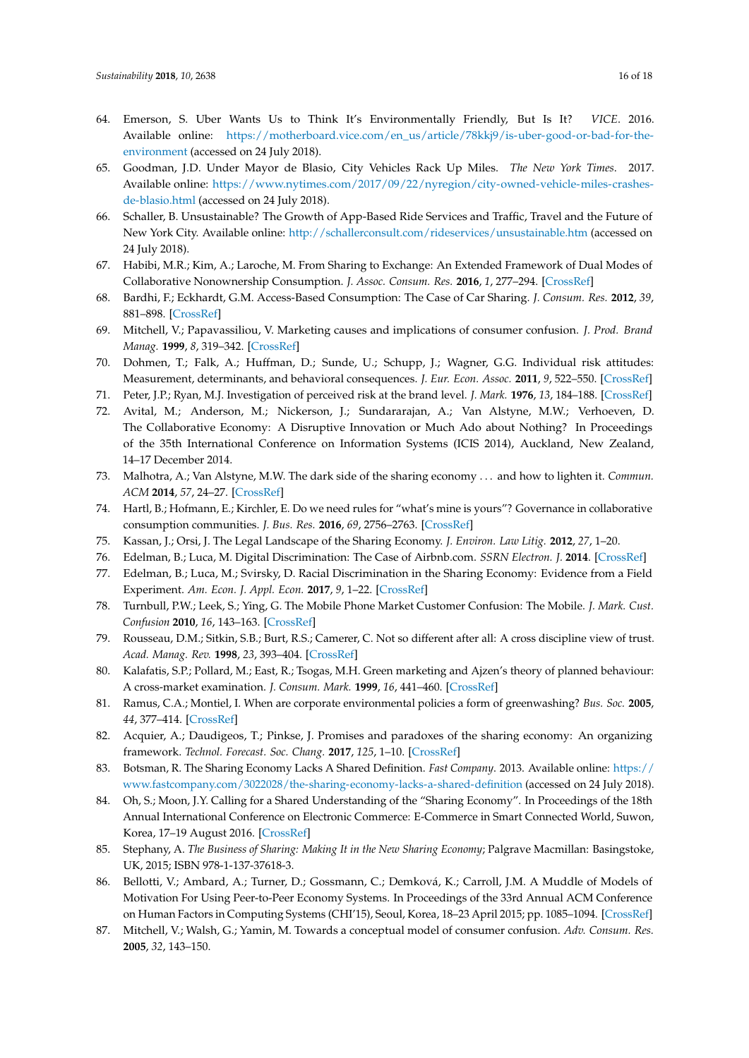64. Emerson, S. Uber Wants Us to Think It's Environmentally Friendly, But Is It? *VICE*. 2016. Available online: https://motherboard.vice.com/en_us/article/78kkj9/is-uber-good-or-bad-for-the-environment (accessed on 24 July 2018).
65. Goodman, J.D. Under Mayor de Blasio, City Vehicles Rack Up Miles. *The New York Times*. 2017. Available online: https://www.nytimes.com/2017/09/22/nyregion/city-owned-vehicle-miles-crashes-de-blasio.html (accessed on 24 July 2018).
66. Schaller, B. Unsustainable? The Growth of App-Based Ride Services and Traffic, Travel and the Future of New York City. Available online: http://schallerconsult.com/rideservices/unsustainable.htm (accessed on 24 July 2018).
67. Habibi, M.R.; Kim, A.; Laroche, M. From Sharing to Exchange: An Extended Framework of Dual Modes of Collaborative Nonownership Consumption. *J. Assoc. Consum. Res.* **2016**, *1*, 277–294. [CrossRef]
68. Bardhi, F.; Eckhardt, G.M. Access-Based Consumption: The Case of Car Sharing. *J. Consum. Res.* **2012**, *39*, 881–898. [CrossRef]
69. Mitchell, V.; Papavassiliou, V. Marketing causes and implications of consumer confusion. *J. Prod. Brand Manag.* **1999**, *8*, 319–342. [CrossRef]
70. Dohmen, T.; Falk, A.; Huffman, D.; Sunde, U.; Schupp, J.; Wagner, G.G. Individual risk attitudes: Measurement, determinants, and behavioral consequences. *J. Eur. Econ. Assoc.* **2011**, *9*, 522–550. [CrossRef]
71. Peter, J.P.; Ryan, M.J. Investigation of perceived risk at the brand level. *J. Mark.* **1976**, *13*, 184–188. [CrossRef]
72. Avital, M.; Anderson, M.; Nickerson, J.; Sundararajan, A.; Van Alstyne, M.W.; Verhoeven, D. The Collaborative Economy: A Disruptive Innovation or Much Ado about Nothing? In Proceedings of the 35th International Conference on Information Systems (ICIS 2014), Auckland, New Zealand, 14–17 December 2014.
73. Malhotra, A.; Van Alstyne, M.W. The dark side of the sharing economy ... and how to lighten it. *Commun. ACM* **2014**, *57*, 24–27. [CrossRef]
74. Hartl, B.; Hofmann, E.; Kirchler, E. Do we need rules for "what's mine is yours"? Governance in collaborative consumption communities. *J. Bus. Res.* **2016**, *69*, 2756–2763. [CrossRef]
75. Kassan, J.; Orsi, J. The Legal Landscape of the Sharing Economy. *J. Environ. Law Litig.* **2012**, *27*, 1–20.
76. Edelman, B.; Luca, M. Digital Discrimination: The Case of Airbnb.com. *SSRN Electron. J.* **2014**. [CrossRef]
77. Edelman, B.; Luca, M.; Svirsky, D. Racial Discrimination in the Sharing Economy: Evidence from a Field Experiment. *Am. Econ. J. Appl. Econ.* **2017**, *9*, 1–22. [CrossRef]
78. Turnbull, P.W.; Leek, S.; Ying, G. The Mobile Phone Market Customer Confusion: The Mobile. *J. Mark. Cust. Confusion* **2010**, *16*, 143–163. [CrossRef]
79. Rousseau, D.M.; Sitkin, S.B.; Burt, R.S.; Camerer, C. Not so different after all: A cross discipline view of trust. *Acad. Manag. Rev.* **1998**, *23*, 393–404. [CrossRef]
80. Kalafatis, S.P.; Pollard, M.; East, R.; Tsogas, M.H. Green marketing and Ajzen's theory of planned behaviour: A cross-market examination. *J. Consum. Mark.* **1999**, *16*, 441–460. [CrossRef]
81. Ramus, C.A.; Montiel, I. When are corporate environmental policies a form of greenwashing? *Bus. Soc.* **2005**, *44*, 377–414. [CrossRef]
82. Acquier, A.; Daudigeos, T.; Pinkse, J. Promises and paradoxes of the sharing economy: An organizing framework. *Technol. Forecast. Soc. Chang.* **2017**, *125*, 1–10. [CrossRef]
83. Botsman, R. The Sharing Economy Lacks A Shared Definition. *Fast Company*. 2013. Available online: https://www.fastcompany.com/3022028/the-sharing-economy-lacks-a-shared-definition (accessed on 24 July 2018).
84. Oh, S.; Moon, J.Y. Calling for a Shared Understanding of the "Sharing Economy". In Proceedings of the 18th Annual International Conference on Electronic Commerce: E-Commerce in Smart Connected World, Suwon, Korea, 17–19 August 2016. [CrossRef]
85. Stephany, A. *The Business of Sharing: Making It in the New Sharing Economy*; Palgrave Macmillan: Basingstoke, UK, 2015; ISBN 978-1-137-37618-3.
86. Bellotti, V.; Ambard, A.; Turner, D.; Gossmann, C.; Demková, K.; Carroll, J.M. A Muddle of Models of Motivation For Using Peer-to-Peer Economy Systems. In Proceedings of the 33rd Annual ACM Conference on Human Factors in Computing Systems (CHI'15), Seoul, Korea, 18–23 April 2015; pp. 1085–1094. [CrossRef]
87. Mitchell, V.; Walsh, G.; Yamin, M. Towards a conceptual model of consumer confusion. *Adv. Consum. Res.* **2005**, *32*, 143–150.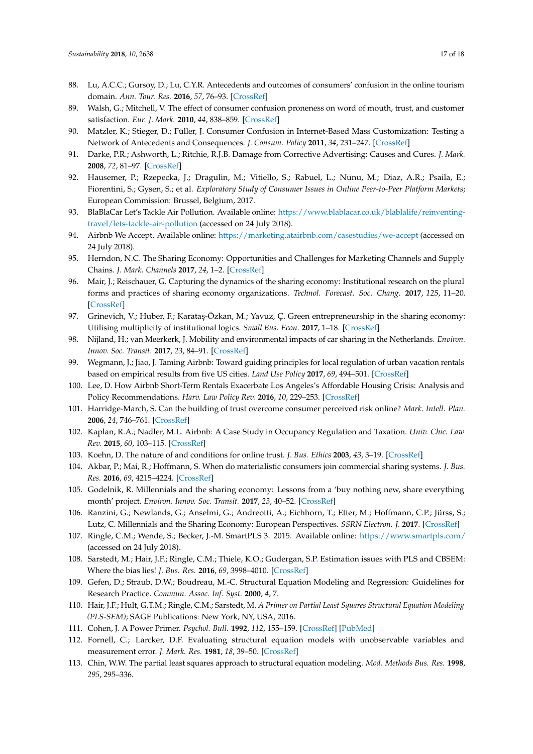88. Lu, A.C.C.; Gursoy, D.; Lu, C.Y.R. Antecedents and outcomes of consumers' confusion in the online tourism domain. *Ann. Tour. Res.* **2016**, *57*, 76–93. [CrossRef]
89. Walsh, G.; Mitchell, V. The effect of consumer confusion proneness on word of mouth, trust, and customer satisfaction. *Eur. J. Mark.* **2010**, *44*, 838–859. [CrossRef]
90. Matzler, K.; Stieger, D.; Füller, J. Consumer Confusion in Internet-Based Mass Customization: Testing a Network of Antecedents and Consequences. *J. Consum. Policy* **2011**, *34*, 231–247. [CrossRef]
91. Darke, P.R.; Ashworth, L.; Ritchie, R.J.B. Damage from Corrective Advertising: Causes and Cures. *J. Mark.* **2008**, *72*, 81–97. [CrossRef]
92. Hausemer, P.; Rzepecka, J.; Dragulin, M.; Vitiello, S.; Rabuel, L.; Nunu, M.; Diaz, A.R.; Psaila, E.; Fiorentini, S.; Gysen, S.; et al. *Exploratory Study of Consumer Issues in Online Peer-to-Peer Platform Markets*; European Commission: Brussel, Belgium, 2017.
93. BlaBlaCar Let's Tackle Air Pollution. Available online: https://www.blablacar.co.uk/blablalife/reinventing-travel/lets-tackle-air-pollution (accessed on 24 July 2018).
94. Airbnb We Accept. Available online: https://marketing.atairbnb.com/casestudies/we-accept (accessed on 24 July 2018).
95. Herndon, N.C. The Sharing Economy: Opportunities and Challenges for Marketing Channels and Supply Chains. *J. Mark. Channels* **2017**, *24*, 1–2. [CrossRef]
96. Mair, J.; Reischauer, G. Capturing the dynamics of the sharing economy: Institutional research on the plural forms and practices of sharing economy organizations. *Technol. Forecast. Soc. Chang.* **2017**, *125*, 11–20. [CrossRef]
97. Grinevich, V.; Huber, F.; Karataş-Özkan, M.; Yavuz, Ç. Green entrepreneurship in the sharing economy: Utilising multiplicity of institutional logics. *Small Bus. Econ.* **2017**, 1–18. [CrossRef]
98. Nijland, H.; van Meerkerk, J. Mobility and environmental impacts of car sharing in the Netherlands. *Environ. Innov. Soc. Transit.* **2017**, *23*, 84–91. [CrossRef]
99. Wegmann, J.; Jiao, J. Taming Airbnb: Toward guiding principles for local regulation of urban vacation rentals based on empirical results from five US cities. *Land Use Policy* **2017**, *69*, 494–501. [CrossRef]
100. Lee, D. How Airbnb Short-Term Rentals Exacerbate Los Angeles's Affordable Housing Crisis: Analysis and Policy Recommendations. *Harv. Law Policy Rev.* **2016**, *10*, 229–253. [CrossRef]
101. Harridge-March, S. Can the building of trust overcome consumer perceived risk online? *Mark. Intell. Plan.* **2006**, *24*, 746–761. [CrossRef]
102. Kaplan, R.A.; Nadler, M.L. Airbnb: A Case Study in Occupancy Regulation and Taxation. *Univ. Chic. Law Rev.* **2015**, *60*, 103–115. [CrossRef]
103. Koehn, D. The nature of and conditions for online trust. *J. Bus. Ethics* **2003**, *43*, 3–19. [CrossRef]
104. Akbar, P.; Mai, R.; Hoffmann, S. When do materialistic consumers join commercial sharing systems. *J. Bus. Res.* **2016**, *69*, 4215–4224. [CrossRef]
105. Godelnik, R. Millennials and the sharing economy: Lessons from a 'buy nothing new, share everything month' project. *Environ. Innov. Soc. Transit.* **2017**, *23*, 40–52. [CrossRef]
106. Ranzini, G.; Newlands, G.; Anselmi, G.; Andreotti, A.; Eichhorn, T.; Etter, M.; Hoffmann, C.P.; Jürss, S.; Lutz, C. Millennials and the Sharing Economy: European Perspectives. *SSRN Electron. J.* **2017**. [CrossRef]
107. Ringle, C.M.; Wende, S.; Becker, J.-M. SmartPLS 3. 2015. Available online: https://www.smartpls.com/ (accessed on 24 July 2018).
108. Sarstedt, M.; Hair, J.F.; Ringle, C.M.; Thiele, K.O.; Gudergan, S.P. Estimation issues with PLS and CBSEM: Where the bias lies! *J. Bus. Res.* **2016**, *69*, 3998–4010. [CrossRef]
109. Gefen, D.; Straub, D.W.; Boudreau, M.-C. Structural Equation Modeling and Regression: Guidelines for Research Practice. *Commun. Assoc. Inf. Syst.* **2000**, *4*, 7.
110. Hair, J.F.; Hult, G.T.M.; Ringle, C.M.; Sarstedt, M. *A Primer on Partial Least Squares Structural Equation Modeling (PLS-SEM)*; SAGE Publications: New York, NY, USA, 2016.
111. Cohen, J. A Power Primer. *Psychol. Bull.* **1992**, *112*, 155–159. [CrossRef] [PubMed]
112. Fornell, C.; Larcker, D.F. Evaluating structural equation models with unobservable variables and measurement error. *J. Mark. Res.* **1981**, *18*, 39–50. [CrossRef]
113. Chin, W.W. The partial least squares approach to structural equation modeling. *Mod. Methods Bus. Res.* **1998**, *295*, 295–336.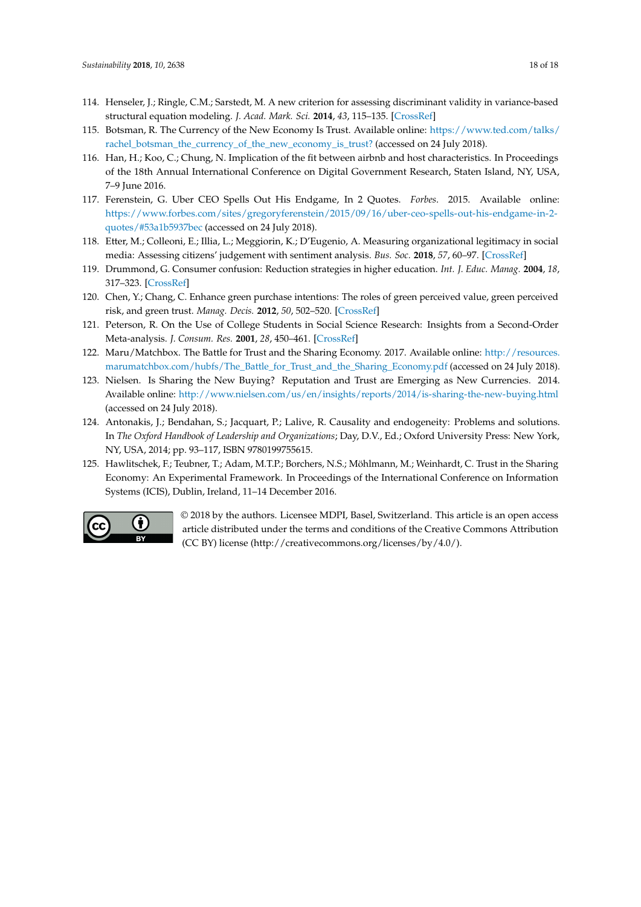114. Henseler, J.; Ringle, C.M.; Sarstedt, M. A new criterion for assessing discriminant validity in variance-based structural equation modeling. *J. Acad. Mark. Sci.* **2014**, *43*, 115–135. [CrossRef]
115. Botsman, R. The Currency of the New Economy Is Trust. Available online: https://www.ted.com/talks/rachel_botsman_the_currency_of_the_new_economy_is_trust? (accessed on 24 July 2018).
116. Han, H.; Koo, C.; Chung, N. Implication of the fit between airbnb and host characteristics. In Proceedings of the 18th Annual International Conference on Digital Government Research, Staten Island, NY, USA, 7–9 June 2016.
117. Ferenstein, G. Uber CEO Spells Out His Endgame, In 2 Quotes. *Forbes*. 2015. Available online: https://www.forbes.com/sites/gregoryferenstein/2015/09/16/uber-ceo-spells-out-his-endgame-in-2-quotes/#53a1b5937bec (accessed on 24 July 2018).
118. Etter, M.; Colleoni, E.; Illia, L.; Meggiorin, K.; D'Eugenio, A. Measuring organizational legitimacy in social media: Assessing citizens' judgement with sentiment analysis. *Bus. Soc.* **2018**, *57*, 60–97. [CrossRef]
119. Drummond, G. Consumer confusion: Reduction strategies in higher education. *Int. J. Educ. Manag.* **2004**, *18*, 317–323. [CrossRef]
120. Chen, Y.; Chang, C. Enhance green purchase intentions: The roles of green perceived value, green perceived risk, and green trust. *Manag. Decis.* **2012**, *50*, 502–520. [CrossRef]
121. Peterson, R. On the Use of College Students in Social Science Research: Insights from a Second-Order Meta-analysis. *J. Consum. Res.* **2001**, *28*, 450–461. [CrossRef]
122. Maru/Matchbox. The Battle for Trust and the Sharing Economy. 2017. Available online: http://resources.marumatchbox.com/hubfs/The_Battle_for_Trust_and_the_Sharing_Economy.pdf (accessed on 24 July 2018).
123. Nielsen. Is Sharing the New Buying? Reputation and Trust are Emerging as New Currencies. 2014. Available online: http://www.nielsen.com/us/en/insights/reports/2014/is-sharing-the-new-buying.html (accessed on 24 July 2018).
124. Antonakis, J.; Bendahan, S.; Jacquart, P.; Lalive, R. Causality and endogeneity: Problems and solutions. In *The Oxford Handbook of Leadership and Organizations*; Day, D.V., Ed.; Oxford University Press: New York, NY, USA, 2014; pp. 93–117, ISBN 9780199755615.
125. Hawlitschek, F.; Teubner, T.; Adam, M.T.P.; Borchers, N.S.; Möhlmann, M.; Weinhardt, C. Trust in the Sharing Economy: An Experimental Framework. In Proceedings of the International Conference on Information Systems (ICIS), Dublin, Ireland, 11–14 December 2016.

© 2018 by the authors. Licensee MDPI, Basel, Switzerland. This article is an open access article distributed under the terms and conditions of the Creative Commons Attribution (CC BY) license (http://creativecommons.org/licenses/by/4.0/).